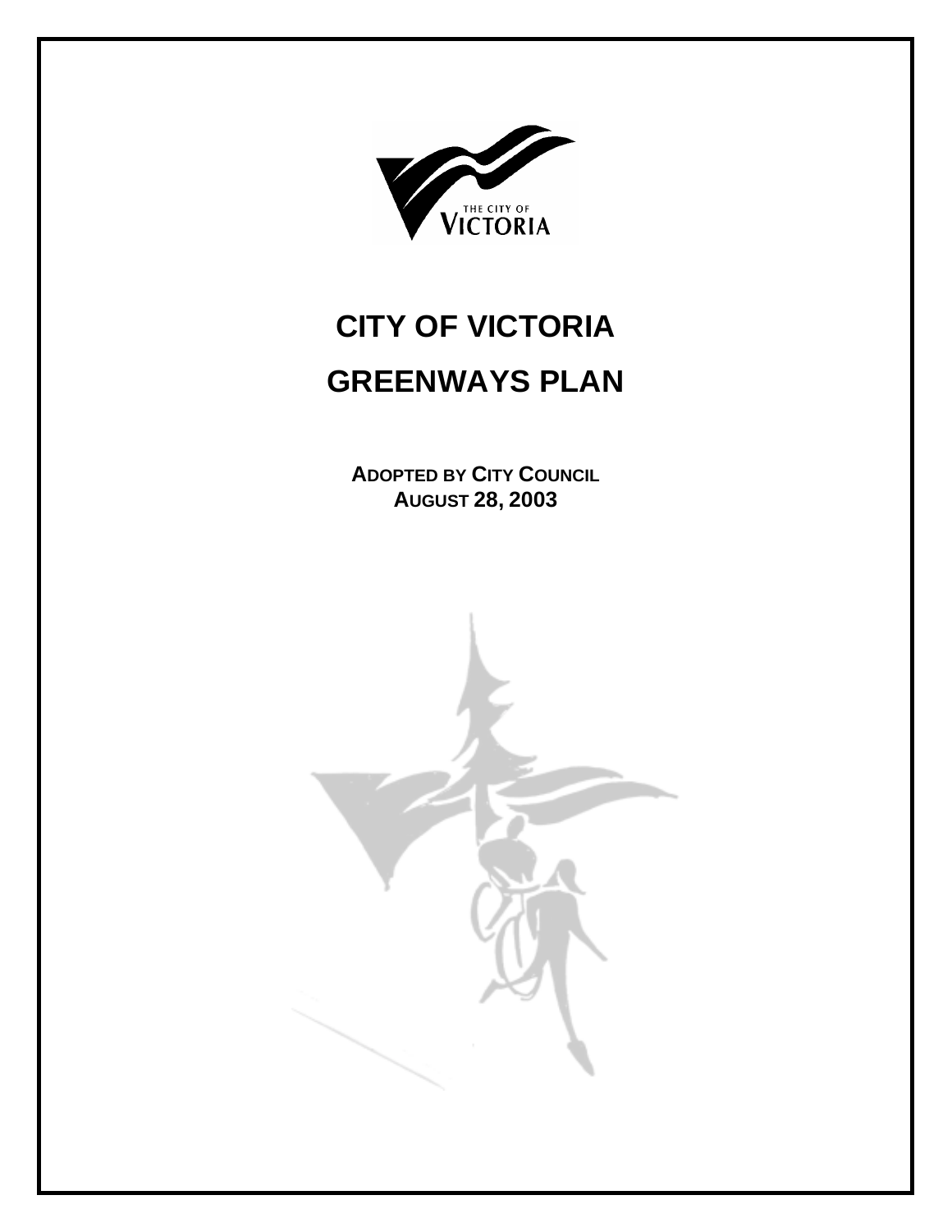# CITY OF VICTORIA

# GREENWAYS PLAN

**ADOPTED BY CITY COUNCIL**
**AUGUST 28, 2003**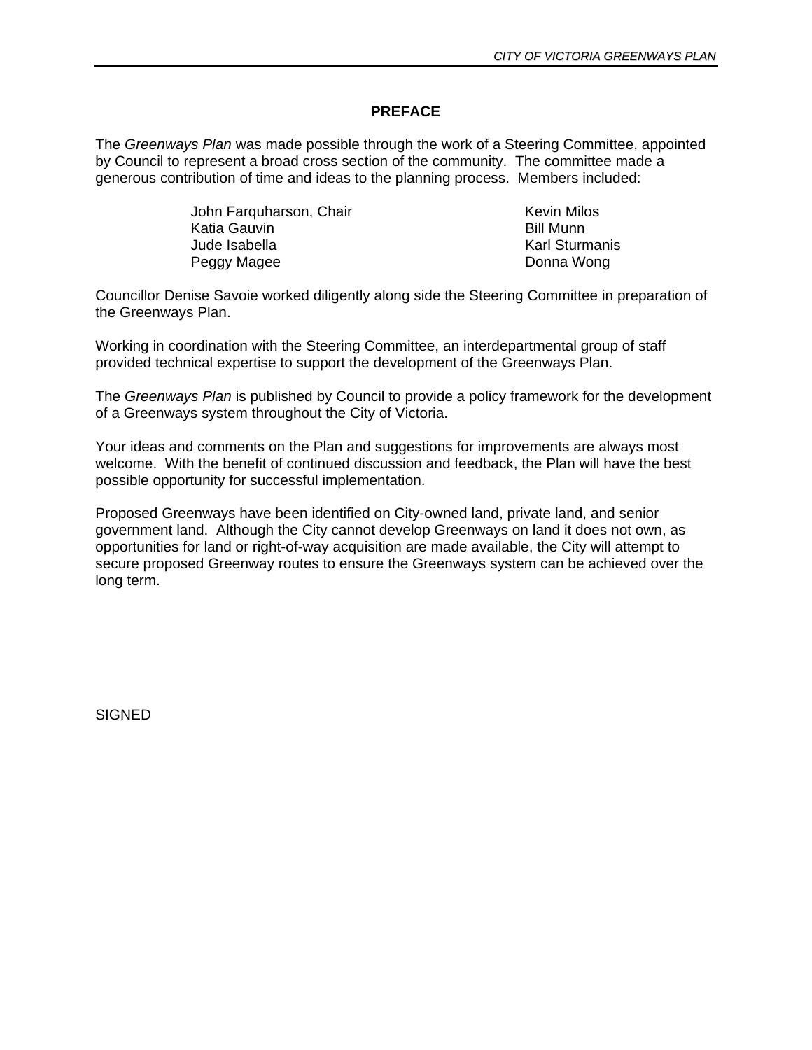## PREFACE

The *Greenways Plan* was made possible through the work of a Steering Committee, appointed by Council to represent a broad cross section of the community. The committee made a generous contribution of time and ideas to the planning process. Members included:

John Farquharson, Chair
Katia Gauvin
Jude Isabella
Peggy Magee
Kevin Milos
Bill Munn
Karl Sturmanis
Donna Wong

Councillor Denise Savoie worked diligently along side the Steering Committee in preparation of the Greenways Plan.

Working in coordination with the Steering Committee, an interdepartmental group of staff provided technical expertise to support the development of the Greenways Plan.

The *Greenways Plan* is published by Council to provide a policy framework for the development of a Greenways system throughout the City of Victoria.

Your ideas and comments on the Plan and suggestions for improvements are always most welcome. With the benefit of continued discussion and feedback, the Plan will have the best possible opportunity for successful implementation.

Proposed Greenways have been identified on City-owned land, private land, and senior government land. Although the City cannot develop Greenways on land it does not own, as opportunities for land or right-of-way acquisition are made available, the City will attempt to secure proposed Greenway routes to ensure the Greenways system can be achieved over the long term.

SIGNED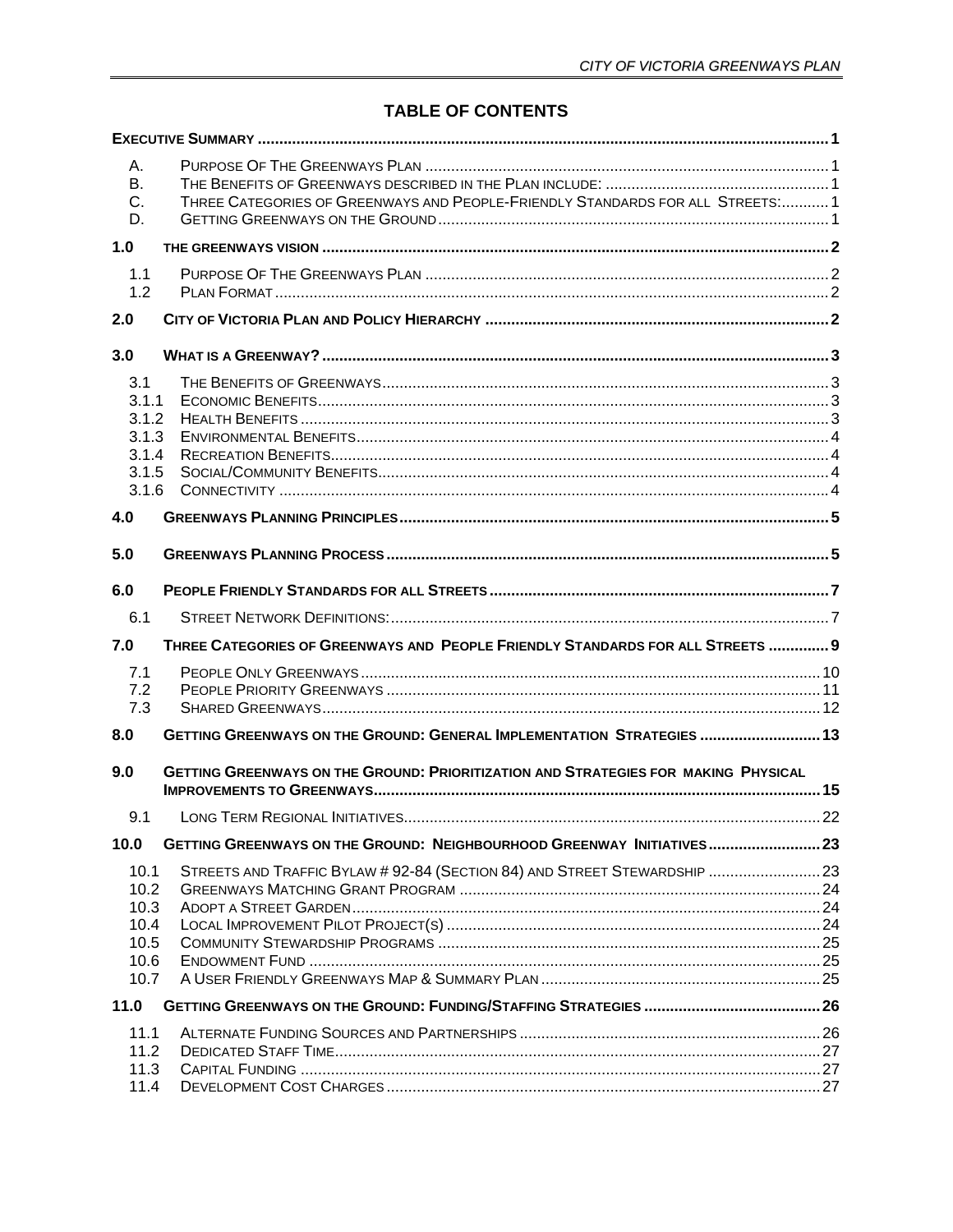# TABLE OF CONTENTS

| | | |
|---|---|---|
| **EXECUTIVE SUMMARY** | | **1** |
| A. | PURPOSE OF THE GREENWAYS PLAN | 1 |
| B. | THE BENEFITS OF GREENWAYS DESCRIBED IN THE PLAN INCLUDE: | 1 |
| C. | THREE CATEGORIES OF GREENWAYS AND PEOPLE-FRIENDLY STANDARDS FOR ALL STREETS: | 1 |
| D. | GETTING GREENWAYS ON THE GROUND | 1 |
| **1.0** | **THE GREENWAYS VISION** | **2** |
| 1.1 | PURPOSE OF THE GREENWAYS PLAN | 2 |
| 1.2 | PLAN FORMAT | 2 |
| **2.0** | **CITY OF VICTORIA PLAN AND POLICY HIERARCHY** | **2** |
| **3.0** | **WHAT IS A GREENWAY?** | **3** |
| 3.1 | THE BENEFITS OF GREENWAYS | 3 |
| 3.1.1 | ECONOMIC BENEFITS | 3 |
| 3.1.2 | HEALTH BENEFITS | 3 |
| 3.1.3 | ENVIRONMENTAL BENEFITS | 4 |
| 3.1.4 | RECREATION BENEFITS | 4 |
| 3.1.5 | SOCIAL/COMMUNITY BENEFITS | 4 |
| 3.1.6 | CONNECTIVITY | 4 |
| **4.0** | **GREENWAYS PLANNING PRINCIPLES** | **5** |
| **5.0** | **GREENWAYS PLANNING PROCESS** | **5** |
| **6.0** | **PEOPLE FRIENDLY STANDARDS FOR ALL STREETS** | **7** |
| 6.1 | STREET NETWORK DEFINITIONS: | 7 |
| **7.0** | **THREE CATEGORIES OF GREENWAYS AND PEOPLE FRIENDLY STANDARDS FOR ALL STREETS** | **9** |
| 7.1 | PEOPLE ONLY GREENWAYS | 10 |
| 7.2 | PEOPLE PRIORITY GREENWAYS | 11 |
| 7.3 | SHARED GREENWAYS | 12 |
| **8.0** | **GETTING GREENWAYS ON THE GROUND: GENERAL IMPLEMENTATION STRATEGIES** | **13** |
| **9.0** | **GETTING GREENWAYS ON THE GROUND: PRIORITIZATION AND STRATEGIES FOR MAKING PHYSICAL IMPROVEMENTS TO GREENWAYS** | **15** |
| 9.1 | LONG TERM REGIONAL INITIATIVES | 22 |
| **10.0** | **GETTING GREENWAYS ON THE GROUND: NEIGHBOURHOOD GREENWAY INITIATIVES** | **23** |
| 10.1 | STREETS AND TRAFFIC BYLAW # 92-84 (SECTION 84) AND STREET STEWARDSHIP | 23 |
| 10.2 | GREENWAYS MATCHING GRANT PROGRAM | 24 |
| 10.3 | ADOPT A STREET GARDEN | 24 |
| 10.4 | LOCAL IMPROVEMENT PILOT PROJECT(S) | 24 |
| 10.5 | COMMUNITY STEWARDSHIP PROGRAMS | 25 |
| 10.6 | ENDOWMENT FUND | 25 |
| 10.7 | A USER FRIENDLY GREENWAYS MAP & SUMMARY PLAN | 25 |
| **11.0** | **GETTING GREENWAYS ON THE GROUND: FUNDING/STAFFING STRATEGIES** | **26** |
| 11.1 | ALTERNATE FUNDING SOURCES AND PARTNERSHIPS | 26 |
| 11.2 | DEDICATED STAFF TIME | 27 |
| 11.3 | CAPITAL FUNDING | 27 |
| 11.4 | DEVELOPMENT COST CHARGES | 27 |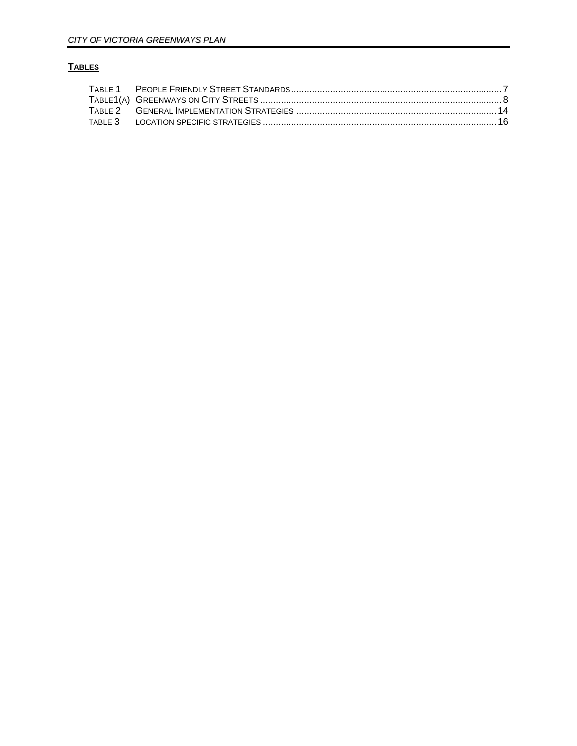## TABLES

TABLE 1 PEOPLE FRIENDLY STREET STANDARDS ........................................ 7
TABLE1(A) GREENWAYS ON CITY STREETS ........................................ 8
TABLE 2 GENERAL IMPLEMENTATION STRATEGIES ........................................ 14
TABLE 3 LOCATION SPECIFIC STRATEGIES ........................................ 16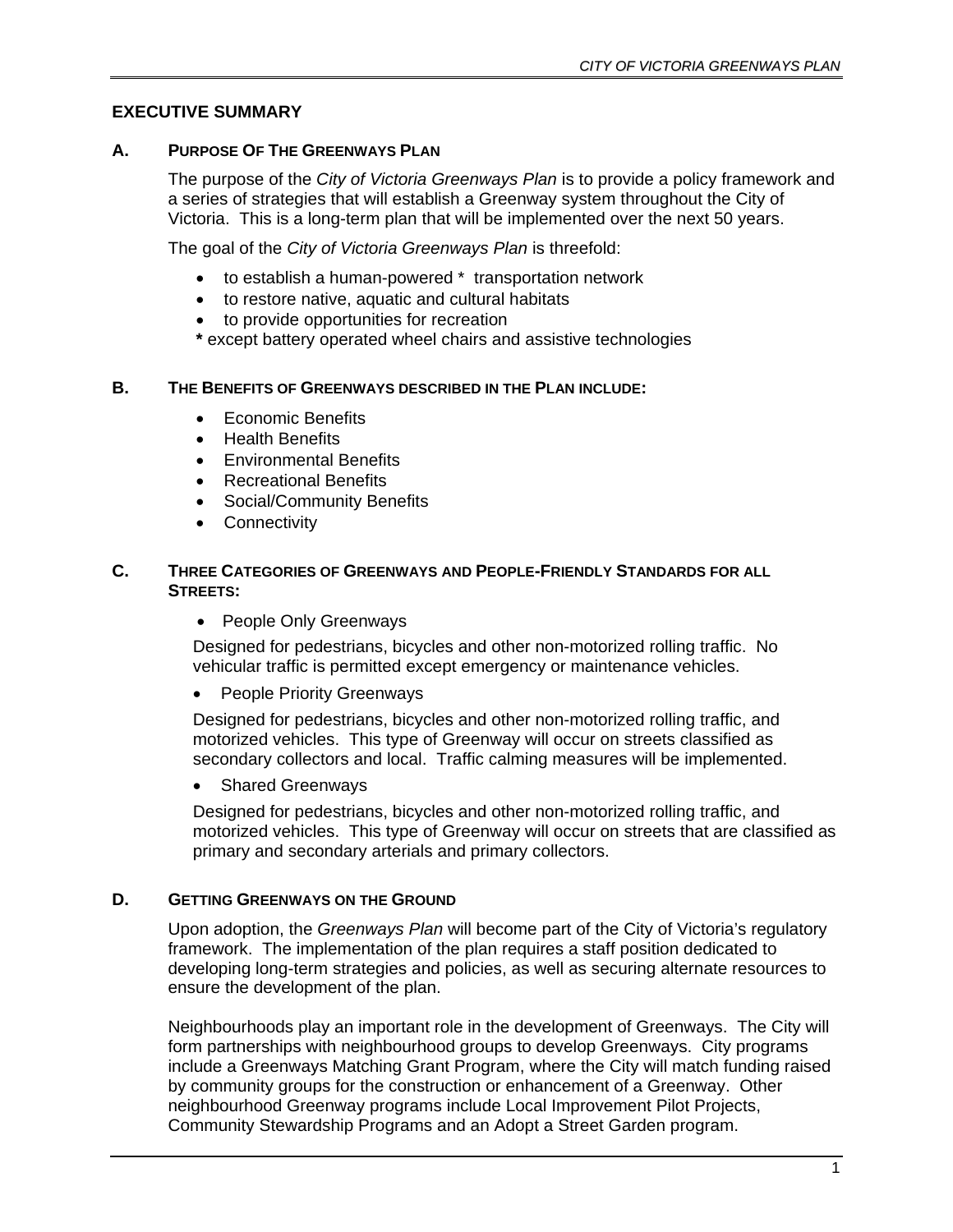## EXECUTIVE SUMMARY

### A. PURPOSE OF THE GREENWAYS PLAN

The purpose of the *City of Victoria Greenways Plan* is to provide a policy framework and a series of strategies that will establish a Greenway system throughout the City of Victoria. This is a long-term plan that will be implemented over the next 50 years.

The goal of the *City of Victoria Greenways Plan* is threefold:

- to establish a human-powered * transportation network
- to restore native, aquatic and cultural habitats
- to provide opportunities for recreation

**\*** except battery operated wheel chairs and assistive technologies

### B. THE BENEFITS OF GREENWAYS DESCRIBED IN THE PLAN INCLUDE:

- Economic Benefits
- Health Benefits
- Environmental Benefits
- Recreational Benefits
- Social/Community Benefits
- Connectivity

### C. THREE CATEGORIES OF GREENWAYS AND PEOPLE-FRIENDLY STANDARDS FOR ALL STREETS:

- People Only Greenways

Designed for pedestrians, bicycles and other non-motorized rolling traffic. No vehicular traffic is permitted except emergency or maintenance vehicles.

- People Priority Greenways

Designed for pedestrians, bicycles and other non-motorized rolling traffic, and motorized vehicles. This type of Greenway will occur on streets classified as secondary collectors and local. Traffic calming measures will be implemented.

- Shared Greenways

Designed for pedestrians, bicycles and other non-motorized rolling traffic, and motorized vehicles. This type of Greenway will occur on streets that are classified as primary and secondary arterials and primary collectors.

### D. GETTING GREENWAYS ON THE GROUND

Upon adoption, the *Greenways Plan* will become part of the City of Victoria's regulatory framework. The implementation of the plan requires a staff position dedicated to developing long-term strategies and policies, as well as securing alternate resources to ensure the development of the plan.

Neighbourhoods play an important role in the development of Greenways. The City will form partnerships with neighbourhood groups to develop Greenways. City programs include a Greenways Matching Grant Program, where the City will match funding raised by community groups for the construction or enhancement of a Greenway. Other neighbourhood Greenway programs include Local Improvement Pilot Projects, Community Stewardship Programs and an Adopt a Street Garden program.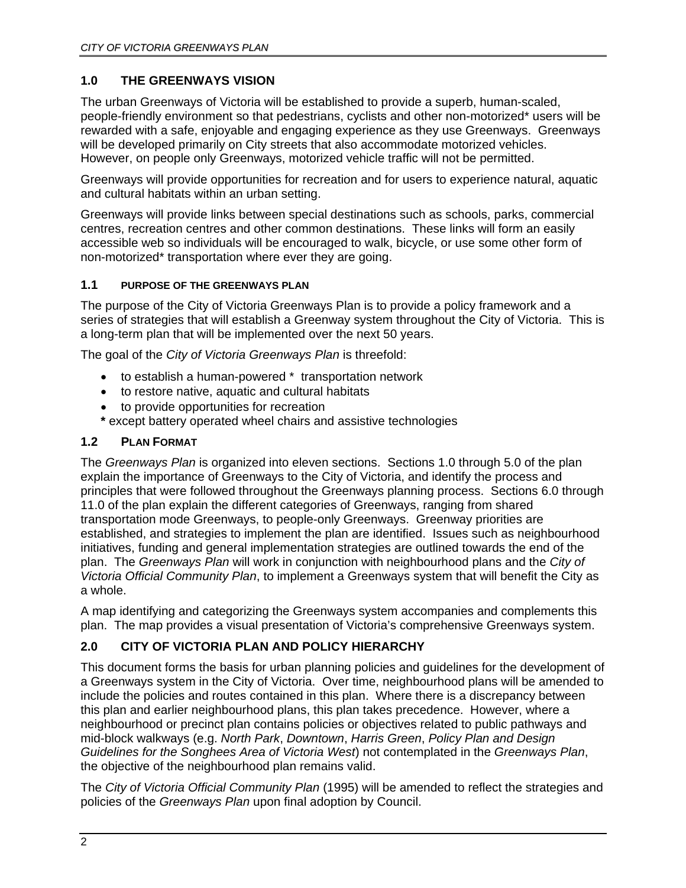## 1.0 THE GREENWAYS VISION

The urban Greenways of Victoria will be established to provide a superb, human-scaled, people-friendly environment so that pedestrians, cyclists and other non-motorized* users will be rewarded with a safe, enjoyable and engaging experience as they use Greenways. Greenways will be developed primarily on City streets that also accommodate motorized vehicles. However, on people only Greenways, motorized vehicle traffic will not be permitted.

Greenways will provide opportunities for recreation and for users to experience natural, aquatic and cultural habitats within an urban setting.

Greenways will provide links between special destinations such as schools, parks, commercial centres, recreation centres and other common destinations. These links will form an easily accessible web so individuals will be encouraged to walk, bicycle, or use some other form of non-motorized* transportation where ever they are going.

### 1.1 PURPOSE OF THE GREENWAYS PLAN

The purpose of the City of Victoria Greenways Plan is to provide a policy framework and a series of strategies that will establish a Greenway system throughout the City of Victoria. This is a long-term plan that will be implemented over the next 50 years.

The goal of the *City of Victoria Greenways Plan* is threefold:

- to establish a human-powered * transportation network
- to restore native, aquatic and cultural habitats
- to provide opportunities for recreation

**\*** except battery operated wheel chairs and assistive technologies

### 1.2 PLAN FORMAT

The *Greenways Plan* is organized into eleven sections. Sections 1.0 through 5.0 of the plan explain the importance of Greenways to the City of Victoria, and identify the process and principles that were followed throughout the Greenways planning process. Sections 6.0 through 11.0 of the plan explain the different categories of Greenways, ranging from shared transportation mode Greenways, to people-only Greenways. Greenway priorities are established, and strategies to implement the plan are identified. Issues such as neighbourhood initiatives, funding and general implementation strategies are outlined towards the end of the plan. The *Greenways Plan* will work in conjunction with neighbourhood plans and the *City of Victoria Official Community Plan*, to implement a Greenways system that will benefit the City as a whole.

A map identifying and categorizing the Greenways system accompanies and complements this plan. The map provides a visual presentation of Victoria's comprehensive Greenways system.

## 2.0 CITY OF VICTORIA PLAN AND POLICY HIERARCHY

This document forms the basis for urban planning policies and guidelines for the development of a Greenways system in the City of Victoria. Over time, neighbourhood plans will be amended to include the policies and routes contained in this plan. Where there is a discrepancy between this plan and earlier neighbourhood plans, this plan takes precedence. However, where a neighbourhood or precinct plan contains policies or objectives related to public pathways and mid-block walkways (e.g. *North Park*, *Downtown*, *Harris Green*, *Policy Plan and Design Guidelines for the Songhees Area of Victoria West*) not contemplated in the *Greenways Plan*, the objective of the neighbourhood plan remains valid.

The *City of Victoria Official Community Plan* (1995) will be amended to reflect the strategies and policies of the *Greenways Plan* upon final adoption by Council.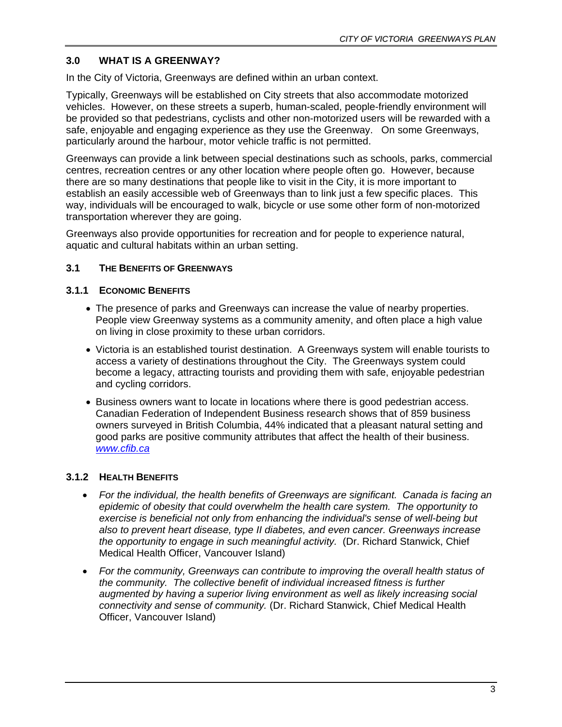## 3.0 WHAT IS A GREENWAY?

In the City of Victoria, Greenways are defined within an urban context.

Typically, Greenways will be established on City streets that also accommodate motorized vehicles. However, on these streets a superb, human-scaled, people-friendly environment will be provided so that pedestrians, cyclists and other non-motorized users will be rewarded with a safe, enjoyable and engaging experience as they use the Greenway. On some Greenways, particularly around the harbour, motor vehicle traffic is not permitted.

Greenways can provide a link between special destinations such as schools, parks, commercial centres, recreation centres or any other location where people often go. However, because there are so many destinations that people like to visit in the City, it is more important to establish an easily accessible web of Greenways than to link just a few specific places. This way, individuals will be encouraged to walk, bicycle or use some other form of non-motorized transportation wherever they are going.

Greenways also provide opportunities for recreation and for people to experience natural, aquatic and cultural habitats within an urban setting.

### 3.1 THE BENEFITS OF GREENWAYS

#### 3.1.1 ECONOMIC BENEFITS

- The presence of parks and Greenways can increase the value of nearby properties. People view Greenway systems as a community amenity, and often place a high value on living in close proximity to these urban corridors.
- Victoria is an established tourist destination. A Greenways system will enable tourists to access a variety of destinations throughout the City. The Greenways system could become a legacy, attracting tourists and providing them with safe, enjoyable pedestrian and cycling corridors.
- Business owners want to locate in locations where there is good pedestrian access. Canadian Federation of Independent Business research shows that of 859 business owners surveyed in British Columbia, 44% indicated that a pleasant natural setting and good parks are positive community attributes that affect the health of their business. [www.cfib.ca](www.cfib.ca)

#### 3.1.2 HEALTH BENEFITS

- *For the individual, the health benefits of Greenways are significant. Canada is facing an epidemic of obesity that could overwhelm the health care system. The opportunity to exercise is beneficial not only from enhancing the individual's sense of well-being but also to prevent heart disease, type II diabetes, and even cancer. Greenways increase the opportunity to engage in such meaningful activity.* (Dr. Richard Stanwick, Chief Medical Health Officer, Vancouver Island)
- *For the community, Greenways can contribute to improving the overall health status of the community. The collective benefit of individual increased fitness is further augmented by having a superior living environment as well as likely increasing social connectivity and sense of community.* (Dr. Richard Stanwick, Chief Medical Health Officer, Vancouver Island)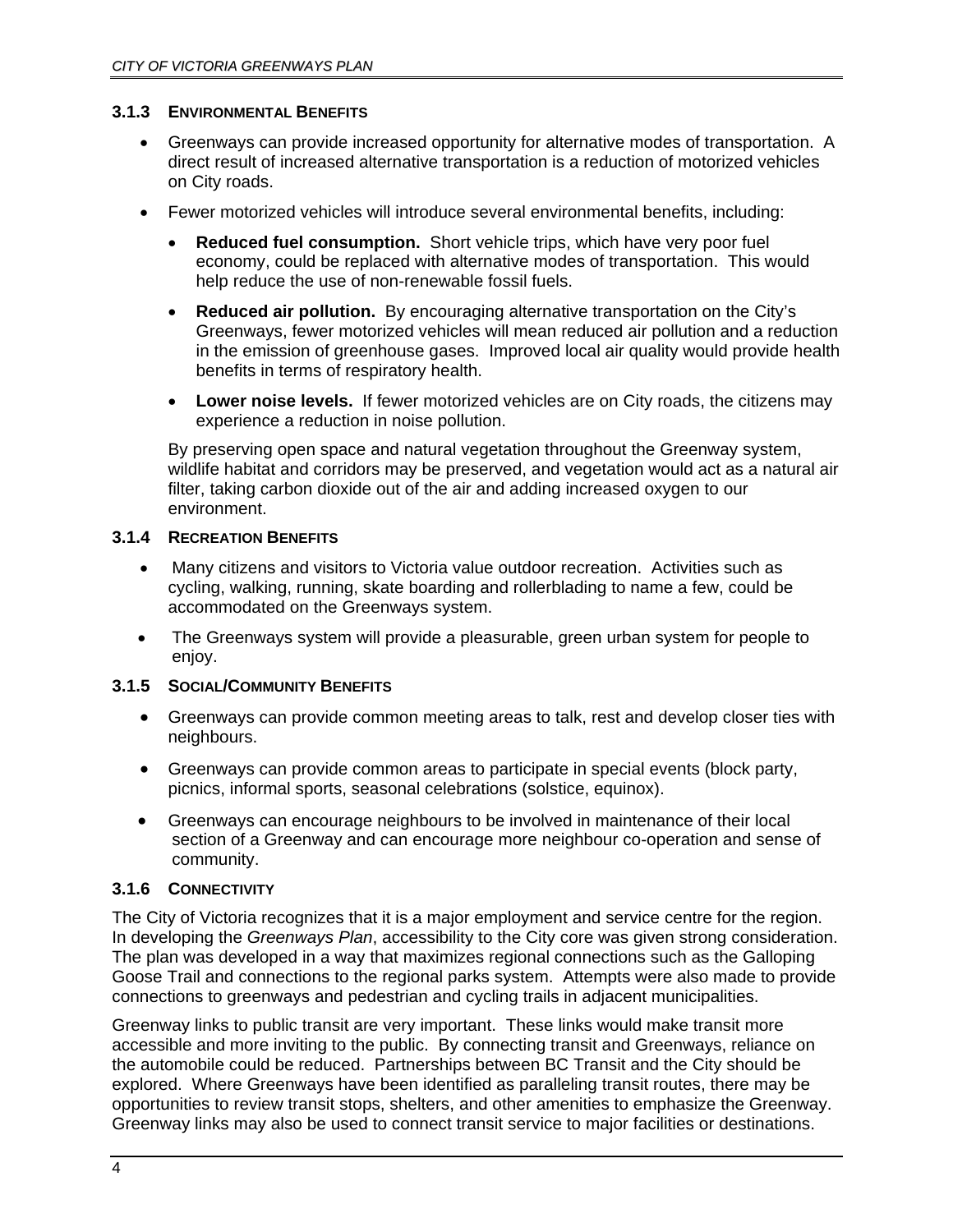### 3.1.3 Environmental Benefits

- Greenways can provide increased opportunity for alternative modes of transportation. A direct result of increased alternative transportation is a reduction of motorized vehicles on City roads.
- Fewer motorized vehicles will introduce several environmental benefits, including:
  - **Reduced fuel consumption.** Short vehicle trips, which have very poor fuel economy, could be replaced with alternative modes of transportation. This would help reduce the use of non-renewable fossil fuels.
  - **Reduced air pollution.** By encouraging alternative transportation on the City's Greenways, fewer motorized vehicles will mean reduced air pollution and a reduction in the emission of greenhouse gases. Improved local air quality would provide health benefits in terms of respiratory health.
  - **Lower noise levels.** If fewer motorized vehicles are on City roads, the citizens may experience a reduction in noise pollution.

  By preserving open space and natural vegetation throughout the Greenway system, wildlife habitat and corridors may be preserved, and vegetation would act as a natural air filter, taking carbon dioxide out of the air and adding increased oxygen to our environment.

### 3.1.4 Recreation Benefits

- Many citizens and visitors to Victoria value outdoor recreation. Activities such as cycling, walking, running, skate boarding and rollerblading to name a few, could be accommodated on the Greenways system.
- The Greenways system will provide a pleasurable, green urban system for people to enjoy.

### 3.1.5 Social/Community Benefits

- Greenways can provide common meeting areas to talk, rest and develop closer ties with neighbours.
- Greenways can provide common areas to participate in special events (block party, picnics, informal sports, seasonal celebrations (solstice, equinox).
- Greenways can encourage neighbours to be involved in maintenance of their local section of a Greenway and can encourage more neighbour co-operation and sense of community.

### 3.1.6 Connectivity

The City of Victoria recognizes that it is a major employment and service centre for the region. In developing the *Greenways Plan*, accessibility to the City core was given strong consideration. The plan was developed in a way that maximizes regional connections such as the Galloping Goose Trail and connections to the regional parks system. Attempts were also made to provide connections to greenways and pedestrian and cycling trails in adjacent municipalities.

Greenway links to public transit are very important. These links would make transit more accessible and more inviting to the public. By connecting transit and Greenways, reliance on the automobile could be reduced. Partnerships between BC Transit and the City should be explored. Where Greenways have been identified as paralleling transit routes, there may be opportunities to review transit stops, shelters, and other amenities to emphasize the Greenway. Greenway links may also be used to connect transit service to major facilities or destinations.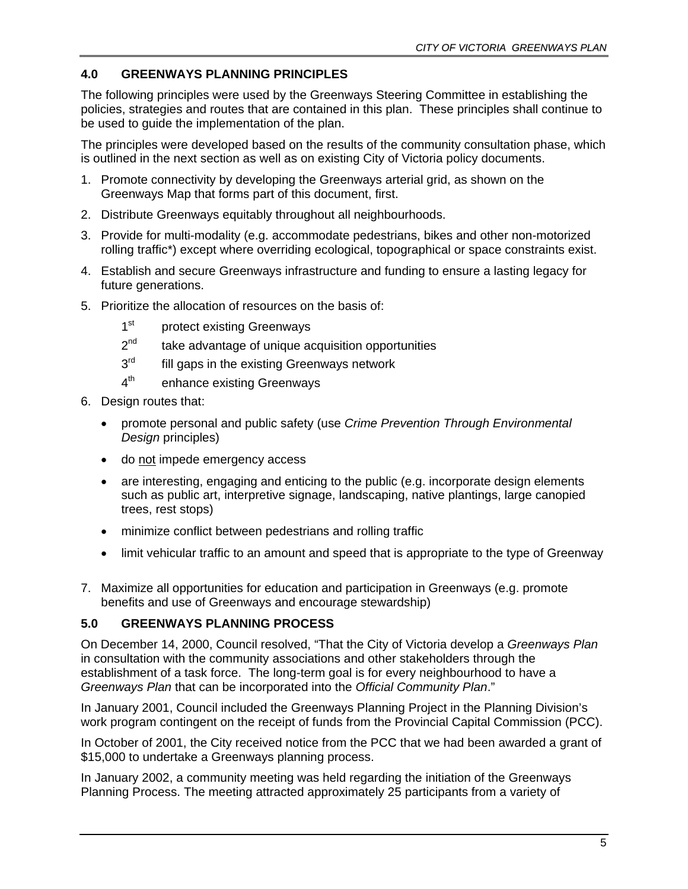## 4.0 GREENWAYS PLANNING PRINCIPLES

The following principles were used by the Greenways Steering Committee in establishing the policies, strategies and routes that are contained in this plan. These principles shall continue to be used to guide the implementation of the plan.

The principles were developed based on the results of the community consultation phase, which is outlined in the next section as well as on existing City of Victoria policy documents.

1. Promote connectivity by developing the Greenways arterial grid, as shown on the Greenways Map that forms part of this document, first.
2. Distribute Greenways equitably throughout all neighbourhoods.
3. Provide for multi-modality (e.g. accommodate pedestrians, bikes and other non-motorized rolling traffic*) except where overriding ecological, topographical or space constraints exist.
4. Establish and secure Greenways infrastructure and funding to ensure a lasting legacy for future generations.
5. Prioritize the allocation of resources on the basis of:
   - 1st protect existing Greenways
   - 2nd take advantage of unique acquisition opportunities
   - 3rd fill gaps in the existing Greenways network
   - 4th enhance existing Greenways
6. Design routes that:
   - promote personal and public safety (use *Crime Prevention Through Environmental Design* principles)
   - do not impede emergency access
   - are interesting, engaging and enticing to the public (e.g. incorporate design elements such as public art, interpretive signage, landscaping, native plantings, large canopied trees, rest stops)
   - minimize conflict between pedestrians and rolling traffic
   - limit vehicular traffic to an amount and speed that is appropriate to the type of Greenway
7. Maximize all opportunities for education and participation in Greenways (e.g. promote benefits and use of Greenways and encourage stewardship)

## 5.0 GREENWAYS PLANNING PROCESS

On December 14, 2000, Council resolved, "That the City of Victoria develop a *Greenways Plan* in consultation with the community associations and other stakeholders through the establishment of a task force. The long-term goal is for every neighbourhood to have a *Greenways Plan* that can be incorporated into the *Official Community Plan*."

In January 2001, Council included the Greenways Planning Project in the Planning Division's work program contingent on the receipt of funds from the Provincial Capital Commission (PCC).

In October of 2001, the City received notice from the PCC that we had been awarded a grant of $15,000 to undertake a Greenways planning process.

In January 2002, a community meeting was held regarding the initiation of the Greenways Planning Process. The meeting attracted approximately 25 participants from a variety of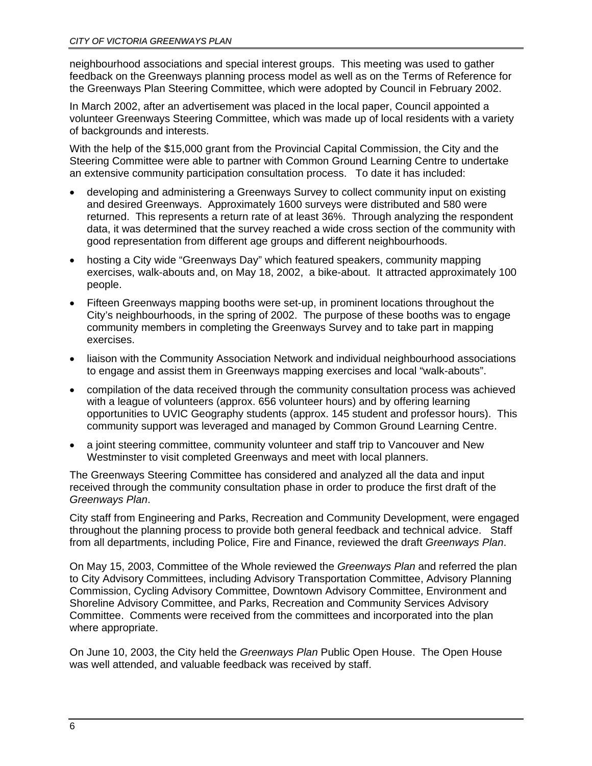neighbourhood associations and special interest groups. This meeting was used to gather feedback on the Greenways planning process model as well as on the Terms of Reference for the Greenways Plan Steering Committee, which were adopted by Council in February 2002.

In March 2002, after an advertisement was placed in the local paper, Council appointed a volunteer Greenways Steering Committee, which was made up of local residents with a variety of backgrounds and interests.

With the help of the $15,000 grant from the Provincial Capital Commission, the City and the Steering Committee were able to partner with Common Ground Learning Centre to undertake an extensive community participation consultation process. To date it has included:

- developing and administering a Greenways Survey to collect community input on existing and desired Greenways. Approximately 1600 surveys were distributed and 580 were returned. This represents a return rate of at least 36%. Through analyzing the respondent data, it was determined that the survey reached a wide cross section of the community with good representation from different age groups and different neighbourhoods.
- hosting a City wide "Greenways Day" which featured speakers, community mapping exercises, walk-abouts and, on May 18, 2002, a bike-about. It attracted approximately 100 people.
- Fifteen Greenways mapping booths were set-up, in prominent locations throughout the City's neighbourhoods, in the spring of 2002. The purpose of these booths was to engage community members in completing the Greenways Survey and to take part in mapping exercises.
- liaison with the Community Association Network and individual neighbourhood associations to engage and assist them in Greenways mapping exercises and local "walk-abouts".
- compilation of the data received through the community consultation process was achieved with a league of volunteers (approx. 656 volunteer hours) and by offering learning opportunities to UVIC Geography students (approx. 145 student and professor hours). This community support was leveraged and managed by Common Ground Learning Centre.
- a joint steering committee, community volunteer and staff trip to Vancouver and New Westminster to visit completed Greenways and meet with local planners.

The Greenways Steering Committee has considered and analyzed all the data and input received through the community consultation phase in order to produce the first draft of the *Greenways Plan*.

City staff from Engineering and Parks, Recreation and Community Development, were engaged throughout the planning process to provide both general feedback and technical advice. Staff from all departments, including Police, Fire and Finance, reviewed the draft *Greenways Plan*.

On May 15, 2003, Committee of the Whole reviewed the *Greenways Plan* and referred the plan to City Advisory Committees, including Advisory Transportation Committee, Advisory Planning Commission, Cycling Advisory Committee, Downtown Advisory Committee, Environment and Shoreline Advisory Committee, and Parks, Recreation and Community Services Advisory Committee. Comments were received from the committees and incorporated into the plan where appropriate.

On June 10, 2003, the City held the *Greenways Plan* Public Open House. The Open House was well attended, and valuable feedback was received by staff.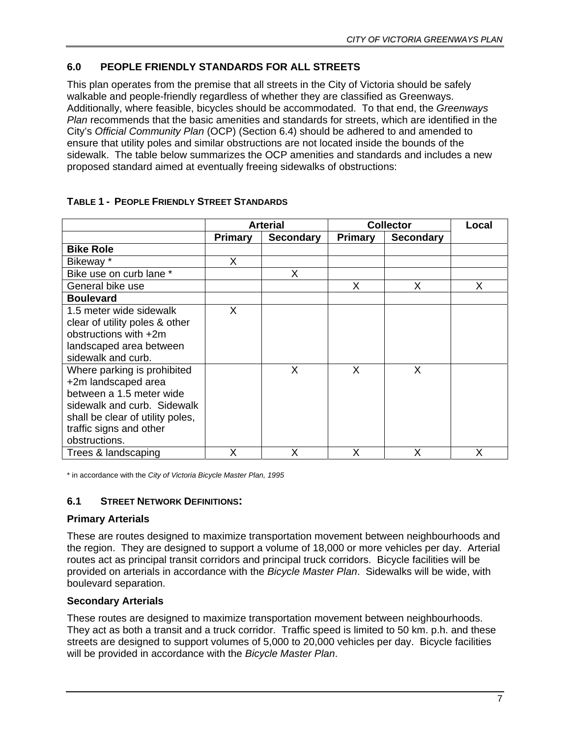## 6.0 PEOPLE FRIENDLY STANDARDS FOR ALL STREETS

This plan operates from the premise that all streets in the City of Victoria should be safely walkable and people-friendly regardless of whether they are classified as Greenways. Additionally, where feasible, bicycles should be accommodated. To that end, the *Greenways Plan* recommends that the basic amenities and standards for streets, which are identified in the City's *Official Community Plan* (OCP) (Section 6.4) should be adhered to and amended to ensure that utility poles and similar obstructions are not located inside the bounds of the sidewalk. The table below summarizes the OCP amenities and standards and includes a new proposed standard aimed at eventually freeing sidewalks of obstructions:

**TABLE 1 - PEOPLE FRIENDLY STREET STANDARDS**

| | Arterial | | Collector | | Local |
|---|---|---|---|---|---|
| | Primary | Secondary | Primary | Secondary | |
| **Bike Role** | | | | | |
| Bikeway * | X | | | | |
| Bike use on curb lane * | | X | | | |
| General bike use | | | X | X | X |
| **Boulevard** | | | | | |
| 1.5 meter wide sidewalk clear of utility poles & other obstructions with +2m landscaped area between sidewalk and curb. | X | | | | |
| Where parking is prohibited +2m landscaped area between a 1.5 meter wide sidewalk and curb. Sidewalk shall be clear of utility poles, traffic signs and other obstructions. | | X | X | X | |
| Trees & landscaping | X | X | X | X | X |

* in accordance with the *City of Victoria Bicycle Master Plan, 1995*

### 6.1 STREET NETWORK DEFINITIONS:

**Primary Arterials**

These are routes designed to maximize transportation movement between neighbourhoods and the region. They are designed to support a volume of 18,000 or more vehicles per day. Arterial routes act as principal transit corridors and principal truck corridors. Bicycle facilities will be provided on arterials in accordance with the *Bicycle Master Plan*. Sidewalks will be wide, with boulevard separation.

**Secondary Arterials**

These routes are designed to maximize transportation movement between neighbourhoods. They act as both a transit and a truck corridor. Traffic speed is limited to 50 km. p.h. and these streets are designed to support volumes of 5,000 to 20,000 vehicles per day. Bicycle facilities will be provided in accordance with the *Bicycle Master Plan*.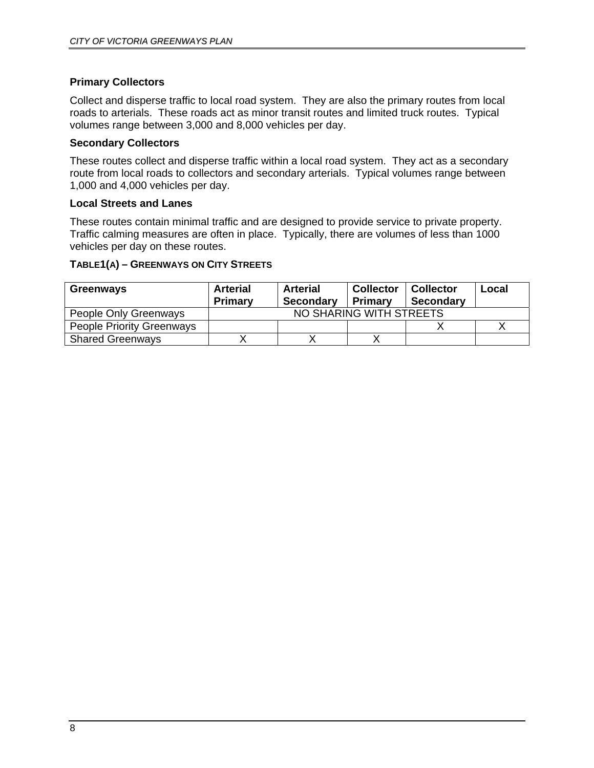### Primary Collectors

Collect and disperse traffic to local road system. They are also the primary routes from local roads to arterials. These roads act as minor transit routes and limited truck routes. Typical volumes range between 3,000 and 8,000 vehicles per day.

### Secondary Collectors

These routes collect and disperse traffic within a local road system. They act as a secondary route from local roads to collectors and secondary arterials. Typical volumes range between 1,000 and 4,000 vehicles per day.

### Local Streets and Lanes

These routes contain minimal traffic and are designed to provide service to private property. Traffic calming measures are often in place. Typically, there are volumes of less than 1000 vehicles per day on these routes.

**TABLE1(A) – GREENWAYS ON CITY STREETS**

| Greenways | Arterial Primary | Arterial Secondary | Collector Primary | Collector Secondary | Local |
|---|---|---|---|---|---|
| People Only Greenways | NO SHARING WITH STREETS | | | | |
| People Priority Greenways | | | | X | X |
| Shared Greenways | X | X | X | | |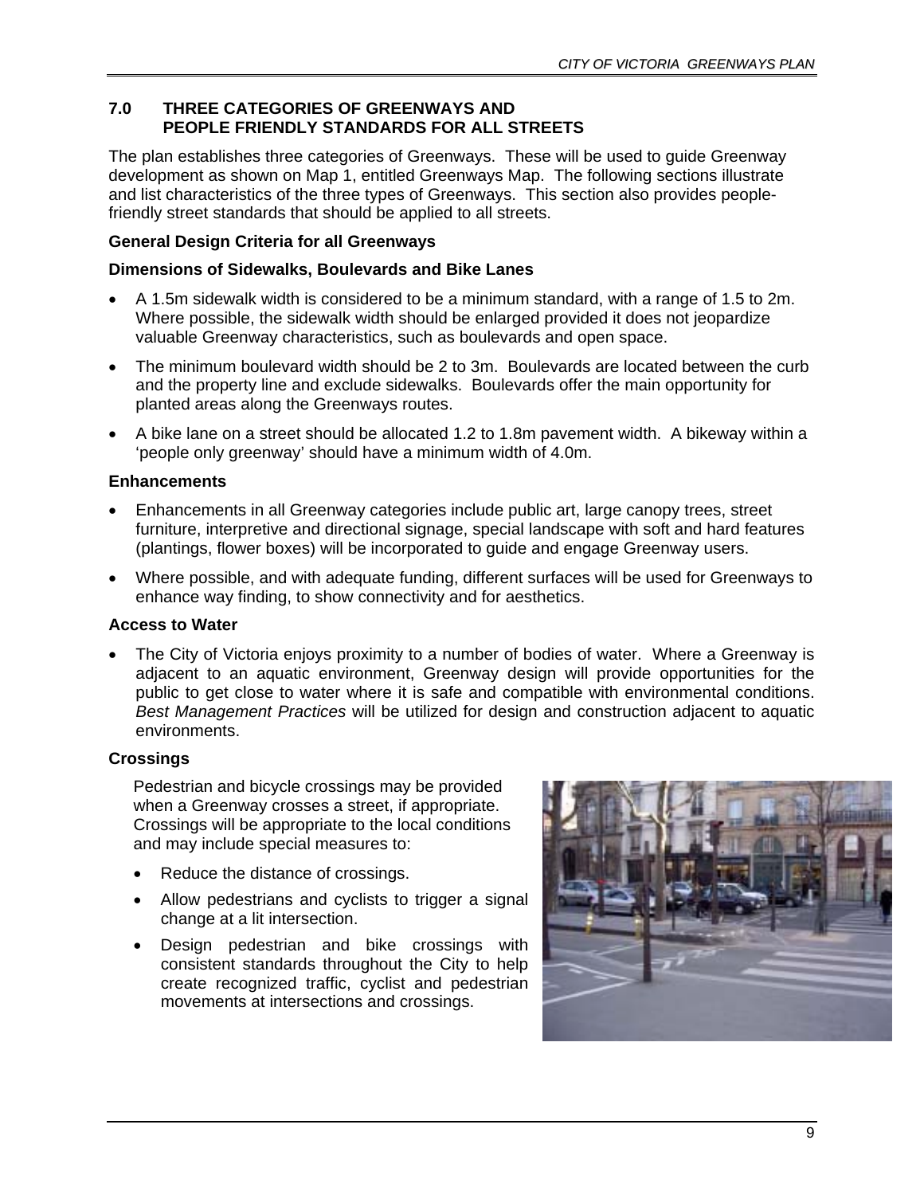## 7.0 THREE CATEGORIES OF GREENWAYS AND PEOPLE FRIENDLY STANDARDS FOR ALL STREETS

The plan establishes three categories of Greenways. These will be used to guide Greenway development as shown on Map 1, entitled Greenways Map. The following sections illustrate and list characteristics of the three types of Greenways. This section also provides people-friendly street standards that should be applied to all streets.

**General Design Criteria for all Greenways**

**Dimensions of Sidewalks, Boulevards and Bike Lanes**

- A 1.5m sidewalk width is considered to be a minimum standard, with a range of 1.5 to 2m. Where possible, the sidewalk width should be enlarged provided it does not jeopardize valuable Greenway characteristics, such as boulevards and open space.
- The minimum boulevard width should be 2 to 3m. Boulevards are located between the curb and the property line and exclude sidewalks. Boulevards offer the main opportunity for planted areas along the Greenways routes.
- A bike lane on a street should be allocated 1.2 to 1.8m pavement width. A bikeway within a 'people only greenway' should have a minimum width of 4.0m.

**Enhancements**

- Enhancements in all Greenway categories include public art, large canopy trees, street furniture, interpretive and directional signage, special landscape with soft and hard features (plantings, flower boxes) will be incorporated to guide and engage Greenway users.
- Where possible, and with adequate funding, different surfaces will be used for Greenways to enhance way finding, to show connectivity and for aesthetics.

**Access to Water**

- The City of Victoria enjoys proximity to a number of bodies of water. Where a Greenway is adjacent to an aquatic environment, Greenway design will provide opportunities for the public to get close to water where it is safe and compatible with environmental conditions. *Best Management Practices* will be utilized for design and construction adjacent to aquatic environments.

**Crossings**

Pedestrian and bicycle crossings may be provided when a Greenway crosses a street, if appropriate. Crossings will be appropriate to the local conditions and may include special measures to:

- Reduce the distance of crossings.
- Allow pedestrians and cyclists to trigger a signal change at a lit intersection.
- Design pedestrian and bike crossings with consistent standards throughout the City to help create recognized traffic, cyclist and pedestrian movements at intersections and crossings.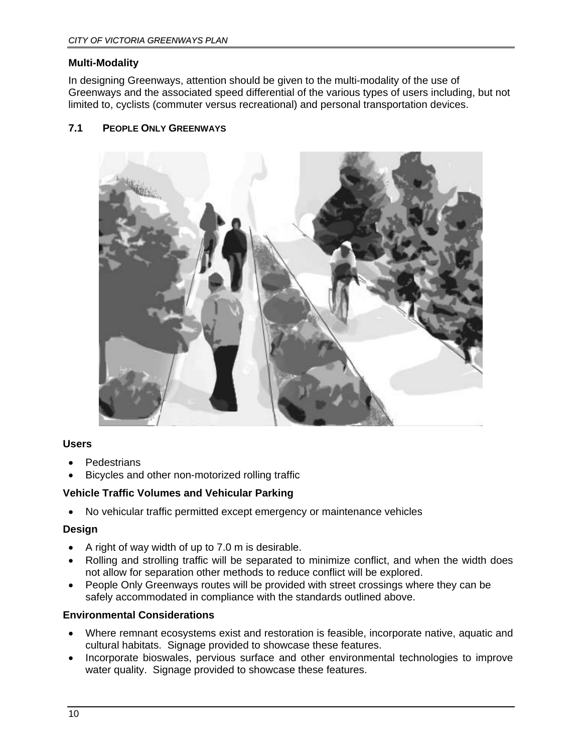### Multi-Modality

In designing Greenways, attention should be given to the multi-modality of the use of Greenways and the associated speed differential of the various types of users including, but not limited to, cyclists (commuter versus recreational) and personal transportation devices.

## 7.1 PEOPLE ONLY GREENWAYS

### Users

- Pedestrians
- Bicycles and other non-motorized rolling traffic

### Vehicle Traffic Volumes and Vehicular Parking

- No vehicular traffic permitted except emergency or maintenance vehicles

### Design

- A right of way width of up to 7.0 m is desirable.
- Rolling and strolling traffic will be separated to minimize conflict, and when the width does not allow for separation other methods to reduce conflict will be explored.
- People Only Greenways routes will be provided with street crossings where they can be safely accommodated in compliance with the standards outlined above.

### Environmental Considerations

- Where remnant ecosystems exist and restoration is feasible, incorporate native, aquatic and cultural habitats. Signage provided to showcase these features.
- Incorporate bioswales, pervious surface and other environmental technologies to improve water quality. Signage provided to showcase these features.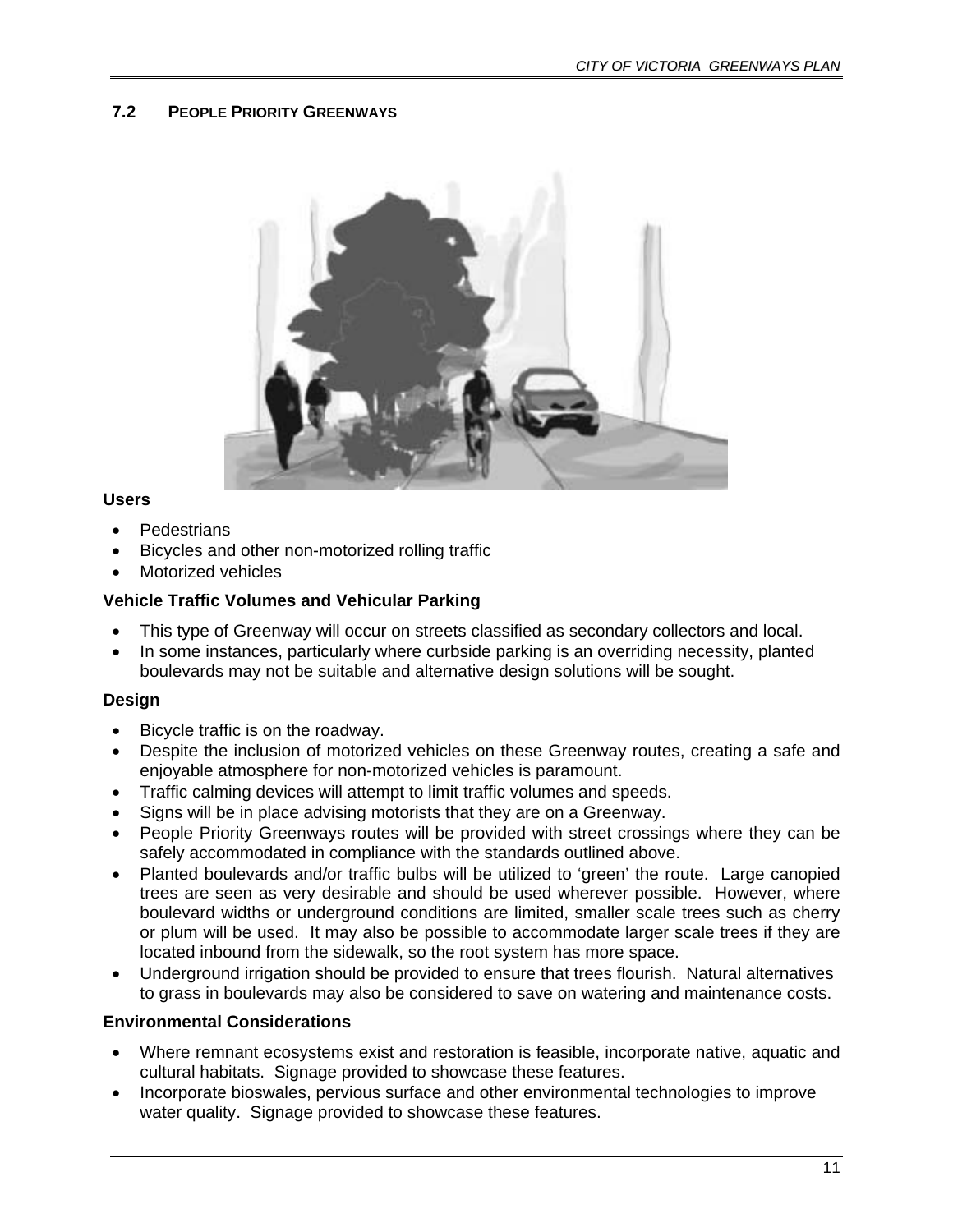## 7.2 PEOPLE PRIORITY GREENWAYS

**Users**

- Pedestrians
- Bicycles and other non-motorized rolling traffic
- Motorized vehicles

**Vehicle Traffic Volumes and Vehicular Parking**

- This type of Greenway will occur on streets classified as secondary collectors and local.
- In some instances, particularly where curbside parking is an overriding necessity, planted boulevards may not be suitable and alternative design solutions will be sought.

**Design**

- Bicycle traffic is on the roadway.
- Despite the inclusion of motorized vehicles on these Greenway routes, creating a safe and enjoyable atmosphere for non-motorized vehicles is paramount.
- Traffic calming devices will attempt to limit traffic volumes and speeds.
- Signs will be in place advising motorists that they are on a Greenway.
- People Priority Greenways routes will be provided with street crossings where they can be safely accommodated in compliance with the standards outlined above.
- Planted boulevards and/or traffic bulbs will be utilized to 'green' the route. Large canopied trees are seen as very desirable and should be used wherever possible. However, where boulevard widths or underground conditions are limited, smaller scale trees such as cherry or plum will be used. It may also be possible to accommodate larger scale trees if they are located inbound from the sidewalk, so the root system has more space.
- Underground irrigation should be provided to ensure that trees flourish. Natural alternatives to grass in boulevards may also be considered to save on watering and maintenance costs.

**Environmental Considerations**

- Where remnant ecosystems exist and restoration is feasible, incorporate native, aquatic and cultural habitats. Signage provided to showcase these features.
- Incorporate bioswales, pervious surface and other environmental technologies to improve water quality. Signage provided to showcase these features.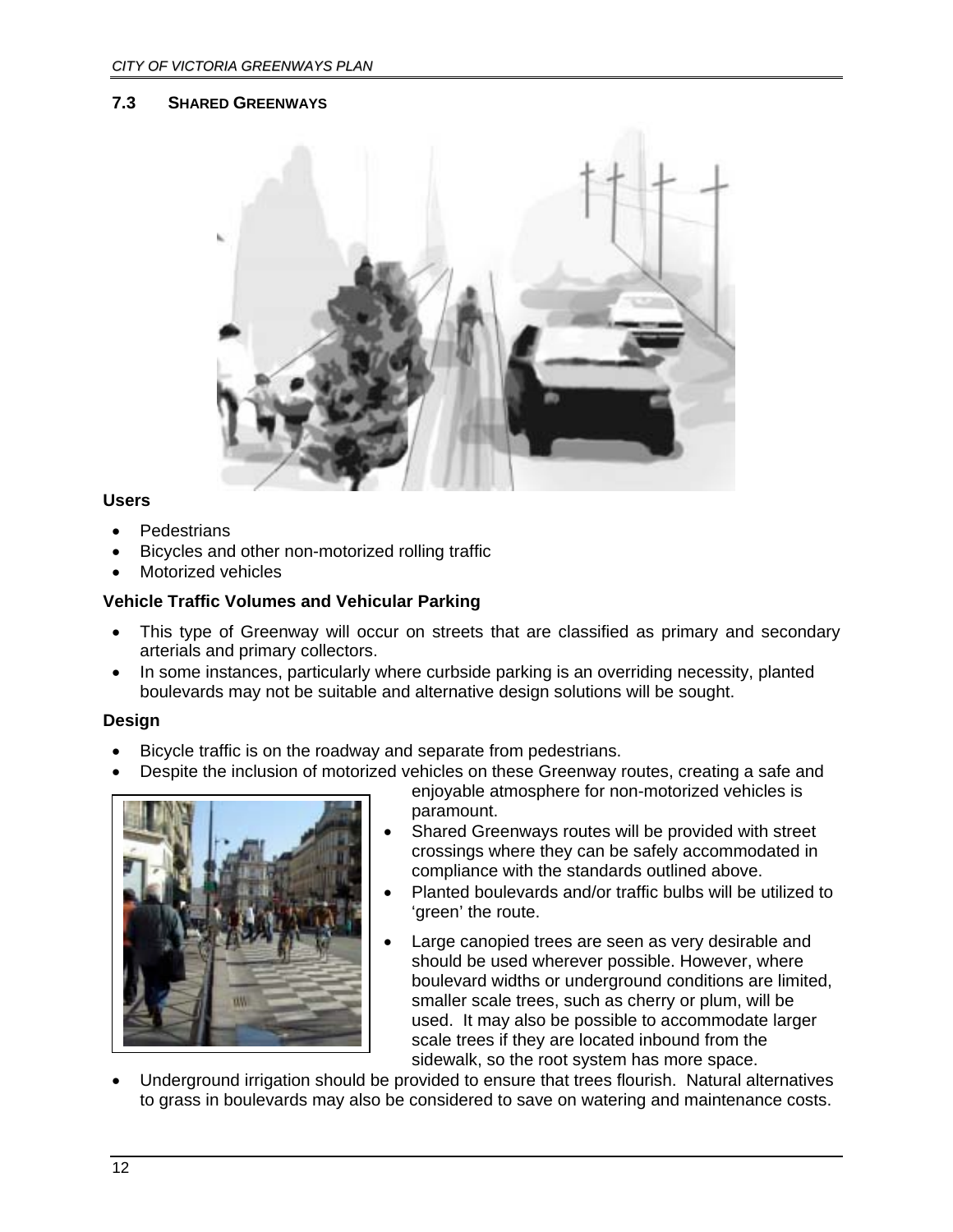## 7.3 SHARED GREENWAYS

### Users

- Pedestrians
- Bicycles and other non-motorized rolling traffic
- Motorized vehicles

### Vehicle Traffic Volumes and Vehicular Parking

- This type of Greenway will occur on streets that are classified as primary and secondary arterials and primary collectors.
- In some instances, particularly where curbside parking is an overriding necessity, planted boulevards may not be suitable and alternative design solutions will be sought.

### Design

- Bicycle traffic is on the roadway and separate from pedestrians.
- Despite the inclusion of motorized vehicles on these Greenway routes, creating a safe and enjoyable atmosphere for non-motorized vehicles is paramount.
- Shared Greenways routes will be provided with street crossings where they can be safely accommodated in compliance with the standards outlined above.
- Planted boulevards and/or traffic bulbs will be utilized to 'green' the route.
- Large canopied trees are seen as very desirable and should be used wherever possible. However, where boulevard widths or underground conditions are limited, smaller scale trees, such as cherry or plum, will be used. It may also be possible to accommodate larger scale trees if they are located inbound from the sidewalk, so the root system has more space.
- Underground irrigation should be provided to ensure that trees flourish. Natural alternatives to grass in boulevards may also be considered to save on watering and maintenance costs.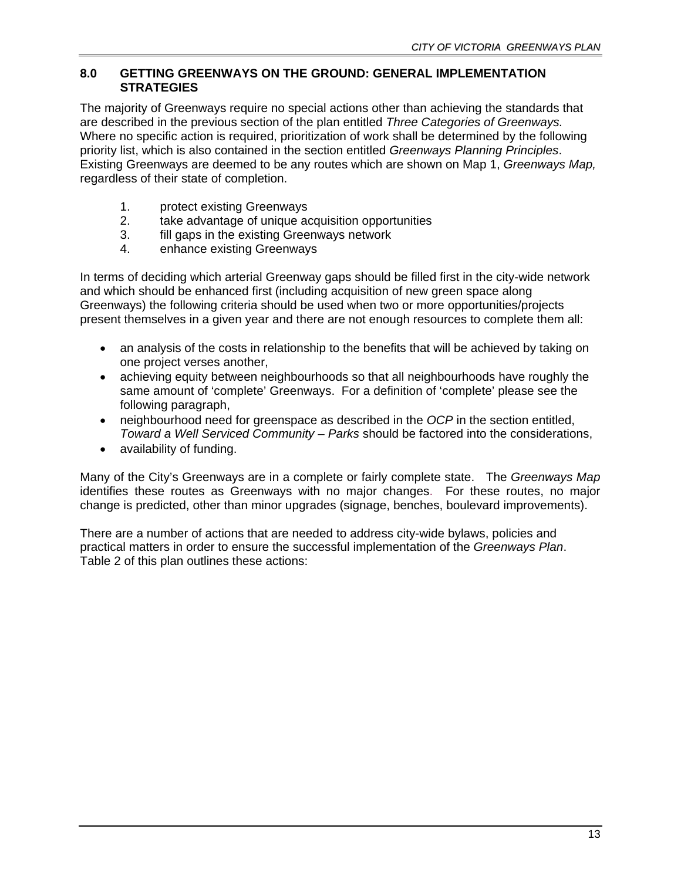## 8.0 GETTING GREENWAYS ON THE GROUND: GENERAL IMPLEMENTATION STRATEGIES

The majority of Greenways require no special actions other than achieving the standards that are described in the previous section of the plan entitled *Three Categories of Greenways.* Where no specific action is required, prioritization of work shall be determined by the following priority list, which is also contained in the section entitled *Greenways Planning Principles*. Existing Greenways are deemed to be any routes which are shown on Map 1, *Greenways Map,* regardless of their state of completion.

1. protect existing Greenways
2. take advantage of unique acquisition opportunities
3. fill gaps in the existing Greenways network
4. enhance existing Greenways

In terms of deciding which arterial Greenway gaps should be filled first in the city-wide network and which should be enhanced first (including acquisition of new green space along Greenways) the following criteria should be used when two or more opportunities/projects present themselves in a given year and there are not enough resources to complete them all:

- an analysis of the costs in relationship to the benefits that will be achieved by taking on one project verses another,
- achieving equity between neighbourhoods so that all neighbourhoods have roughly the same amount of 'complete' Greenways. For a definition of 'complete' please see the following paragraph,
- neighbourhood need for greenspace as described in the *OCP* in the section entitled, *Toward a Well Serviced Community – Parks* should be factored into the considerations,
- availability of funding.

Many of the City's Greenways are in a complete or fairly complete state. The *Greenways Map* identifies these routes as Greenways with no major changes. For these routes, no major change is predicted, other than minor upgrades (signage, benches, boulevard improvements).

There are a number of actions that are needed to address city-wide bylaws, policies and practical matters in order to ensure the successful implementation of the *Greenways Plan*. Table 2 of this plan outlines these actions: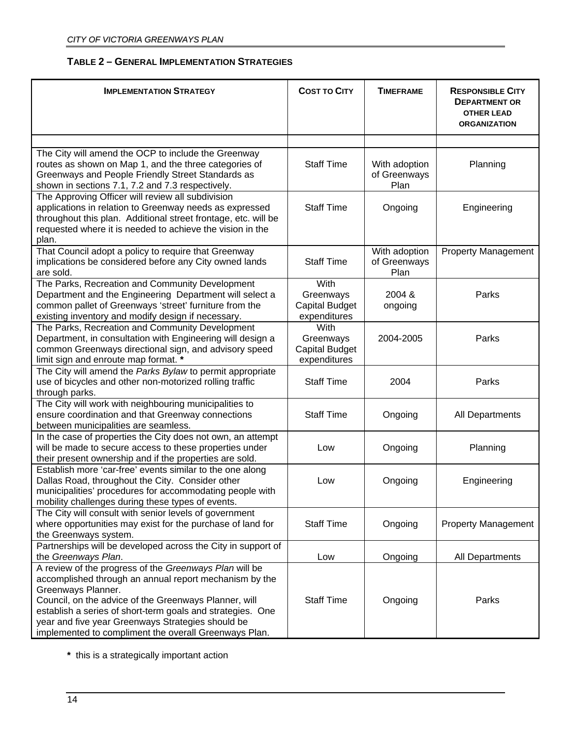### TABLE 2 – GENERAL IMPLEMENTATION STRATEGIES

| IMPLEMENTATION STRATEGY | COST TO CITY | TIMEFRAME | RESPONSIBLE CITY DEPARTMENT OR OTHER LEAD ORGANIZATION |
|---|---|---|---|
| | | | |
| The City will amend the OCP to include the Greenway routes as shown on Map 1, and the three categories of Greenways and People Friendly Street Standards as shown in sections 7.1, 7.2 and 7.3 respectively. | Staff Time | With adoption of Greenways Plan | Planning |
| The Approving Officer will review all subdivision applications in relation to Greenway needs as expressed throughout this plan. Additional street frontage, etc. will be requested where it is needed to achieve the vision in the plan. | Staff Time | Ongoing | Engineering |
| That Council adopt a policy to require that Greenway implications be considered before any City owned lands are sold. | Staff Time | With adoption of Greenways Plan | Property Management |
| The Parks, Recreation and Community Development Department and the Engineering Department will select a common pallet of Greenways 'street' furniture from the existing inventory and modify design if necessary. | With Greenways Capital Budget expenditures | 2004 & ongoing | Parks |
| The Parks, Recreation and Community Development Department, in consultation with Engineering will design a common Greenways directional sign, and advisory speed limit sign and enroute map format. **\*** | With Greenways Capital Budget expenditures | 2004-2005 | Parks |
| The City will amend the *Parks Bylaw* to permit appropriate use of bicycles and other non-motorized rolling traffic through parks. | Staff Time | 2004 | Parks |
| The City will work with neighbouring municipalities to ensure coordination and that Greenway connections between municipalities are seamless. | Staff Time | Ongoing | All Departments |
| In the case of properties the City does not own, an attempt will be made to secure access to these properties under their present ownership and if the properties are sold. | Low | Ongoing | Planning |
| Establish more 'car-free' events similar to the one along Dallas Road, throughout the City. Consider other municipalities' procedures for accommodating people with mobility challenges during these types of events. | Low | Ongoing | Engineering |
| The City will consult with senior levels of government where opportunities may exist for the purchase of land for the Greenways system. | Staff Time | Ongoing | Property Management |
| Partnerships will be developed across the City in support of the *Greenways Plan*. | Low | Ongoing | All Departments |
| A review of the progress of the *Greenways Plan* will be accomplished through an annual report mechanism by the Greenways Planner.<br>Council, on the advice of the Greenways Planner, will establish a series of short-term goals and strategies. One year and five year Greenways Strategies should be implemented to compliment the overall Greenways Plan. | Staff Time | Ongoing | Parks |

**\*** this is a strategically important action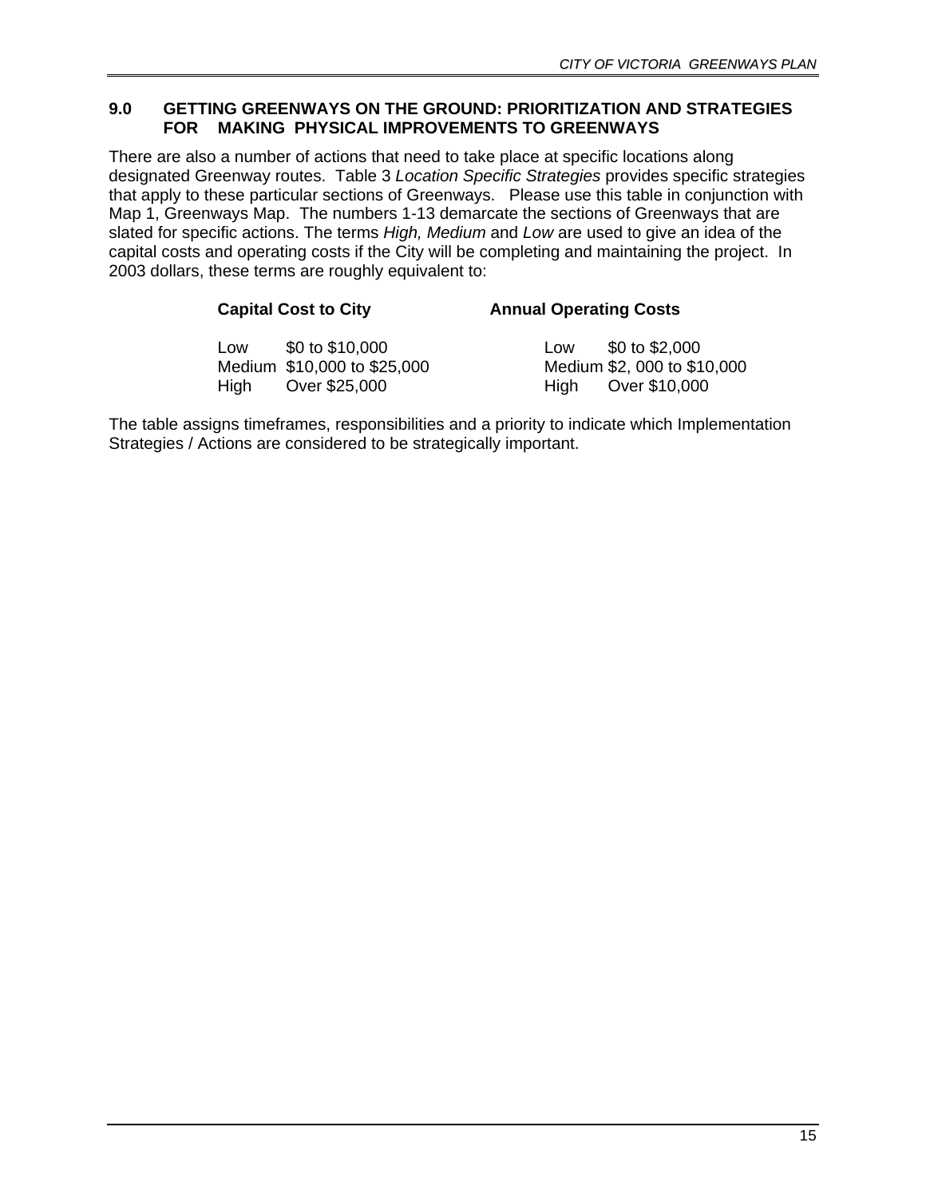## 9.0 GETTING GREENWAYS ON THE GROUND: PRIORITIZATION AND STRATEGIES FOR MAKING PHYSICAL IMPROVEMENTS TO GREENWAYS

There are also a number of actions that need to take place at specific locations along designated Greenway routes. Table 3 *Location Specific Strategies* provides specific strategies that apply to these particular sections of Greenways. Please use this table in conjunction with Map 1, Greenways Map. The numbers 1-13 demarcate the sections of Greenways that are slated for specific actions. The terms *High, Medium* and *Low* are used to give an idea of the capital costs and operating costs if the City will be completing and maintaining the project. In 2003 dollars, these terms are roughly equivalent to:

| | **Capital Cost to City** | | **Annual Operating Costs** |
|---|---|---|---|
| Low | $0 to $10,000 | Low | $0 to $2,000 |
| Medium | $10,000 to $25,000 | Medium | $2, 000 to $10,000 |
| High | Over $25,000 | High | Over $10,000 |

The table assigns timeframes, responsibilities and a priority to indicate which Implementation Strategies / Actions are considered to be strategically important.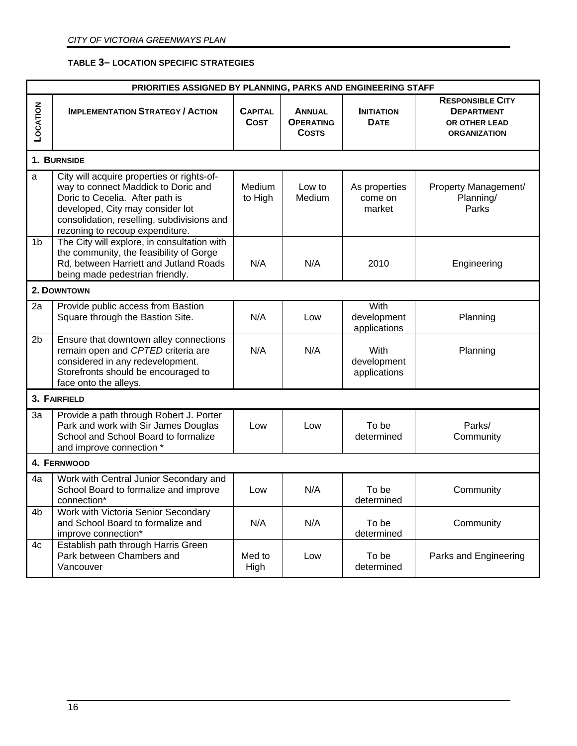**TABLE 3– LOCATION SPECIFIC STRATEGIES**

| PRIORITIES ASSIGNED BY PLANNING, PARKS AND ENGINEERING STAFF | | | | | |
|---|---|---|---|---|---|
| **LOCATION** | **IMPLEMENTATION STRATEGY / ACTION** | **CAPITAL COST** | **ANNUAL OPERATING COSTS** | **INITIATION DATE** | **RESPONSIBLE CITY DEPARTMENT OR OTHER LEAD ORGANIZATION** |
| **1. BURNSIDE** | | | | | |
| a | City will acquire properties or rights-of-way to connect Maddick to Doric and Doric to Cecelia. After path is developed, City may consider lot consolidation, reselling, subdivisions and rezoning to recoup expenditure. | Medium to High | Low to Medium | As properties come on market | Property Management/ Planning/ Parks |
| 1b | The City will explore, in consultation with the community, the feasibility of Gorge Rd, between Harriett and Jutland Roads being made pedestrian friendly. | N/A | N/A | 2010 | Engineering |
| **2. DOWNTOWN** | | | | | |
| 2a | Provide public access from Bastion Square through the Bastion Site. | N/A | Low | With development applications | Planning |
| 2b | Ensure that downtown alley connections remain open and *CPTED* criteria are considered in any redevelopment. Storefronts should be encouraged to face onto the alleys. | N/A | N/A | With development applications | Planning |
| **3. FAIRFIELD** | | | | | |
| 3a | Provide a path through Robert J. Porter Park and work with Sir James Douglas School and School Board to formalize and improve connection * | Low | Low | To be determined | Parks/ Community |
| **4. FERNWOOD** | | | | | |
| 4a | Work with Central Junior Secondary and School Board to formalize and improve connection* | Low | N/A | To be determined | Community |
| 4b | Work with Victoria Senior Secondary and School Board to formalize and improve connection* | N/A | N/A | To be determined | Community |
| 4c | Establish path through Harris Green Park between Chambers and Vancouver | Med to High | Low | To be determined | Parks and Engineering |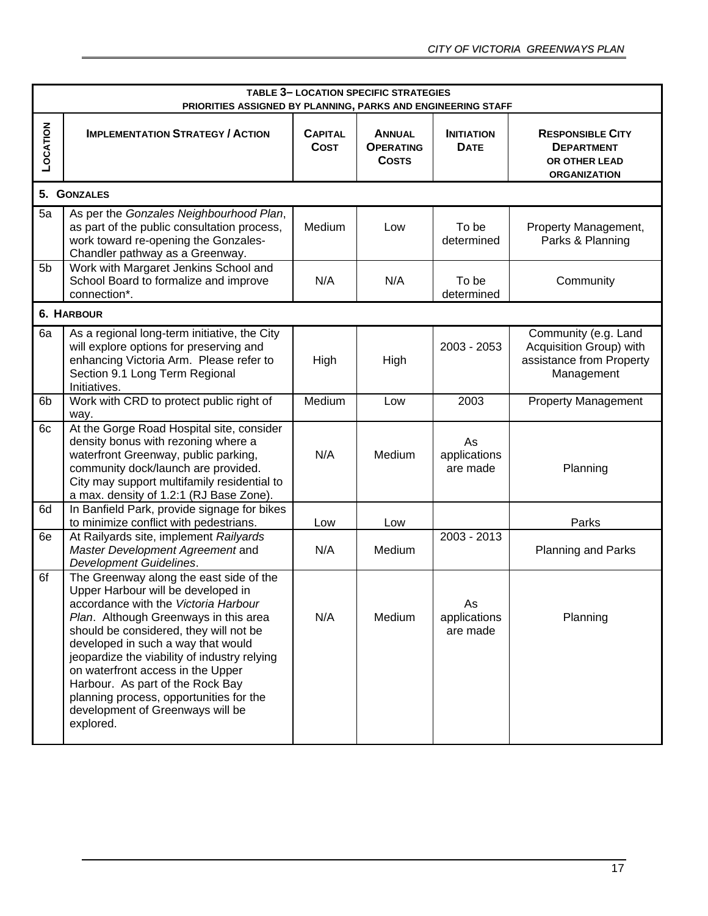**TABLE 3– LOCATION SPECIFIC STRATEGIES**
**PRIORITIES ASSIGNED BY PLANNING, PARKS AND ENGINEERING STAFF**

| LOCATION | IMPLEMENTATION STRATEGY / ACTION | CAPITAL COST | ANNUAL OPERATING COSTS | INITIATION DATE | RESPONSIBLE CITY DEPARTMENT OR OTHER LEAD ORGANIZATION |
|---|---|---|---|---|---|
| **5. GONZALES** | | | | | |
| 5a | As per the *Gonzales Neighbourhood Plan*, as part of the public consultation process, work toward re-opening the Gonzales-Chandler pathway as a Greenway. | Medium | Low | To be determined | Property Management, Parks & Planning |
| 5b | Work with Margaret Jenkins School and School Board to formalize and improve connection*. | N/A | N/A | To be determined | Community |
| **6. HARBOUR** | | | | | |
| 6a | As a regional long-term initiative, the City will explore options for preserving and enhancing Victoria Arm. Please refer to Section 9.1 Long Term Regional Initiatives. | High | High | 2003 - 2053 | Community (e.g. Land Acquisition Group) with assistance from Property Management |
| 6b | Work with CRD to protect public right of way. | Medium | Low | 2003 | Property Management |
| 6c | At the Gorge Road Hospital site, consider density bonus with rezoning where a waterfront Greenway, public parking, community dock/launch are provided. City may support multifamily residential to a max. density of 1.2:1 (RJ Base Zone). | N/A | Medium | As applications are made | Planning |
| 6d | In Banfield Park, provide signage for bikes to minimize conflict with pedestrians. | Low | Low | | Parks |
| 6e | At Railyards site, implement *Railyards Master Development Agreement* and *Development Guidelines*. | N/A | Medium | 2003 - 2013 | Planning and Parks |
| 6f | The Greenway along the east side of the Upper Harbour will be developed in accordance with the *Victoria Harbour Plan*. Although Greenways in this area should be considered, they will not be developed in such a way that would jeopardize the viability of industry relying on waterfront access in the Upper Harbour. As part of the Rock Bay planning process, opportunities for the development of Greenways will be explored. | N/A | Medium | As applications are made | Planning |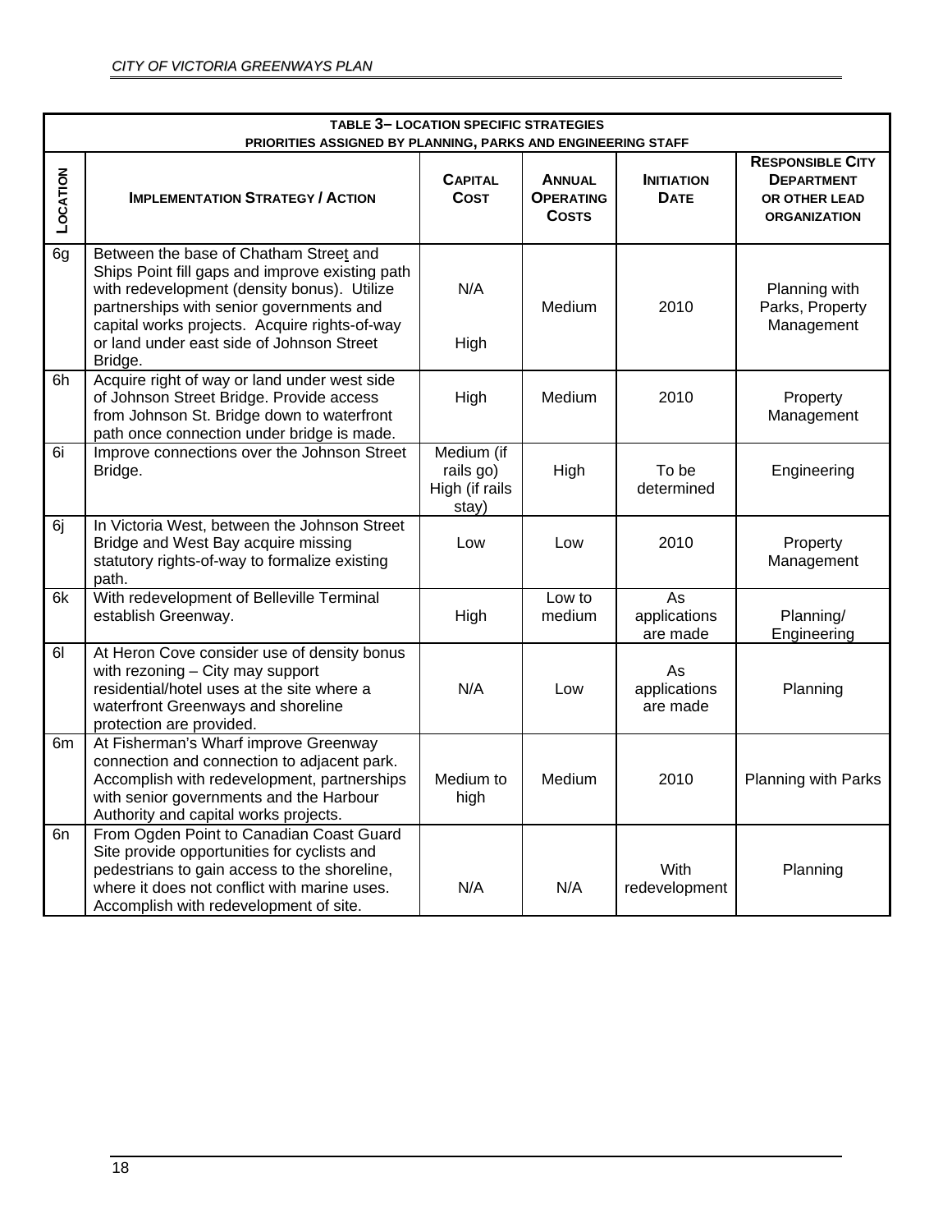| **TABLE 3– LOCATION SPECIFIC STRATEGIES**<br>**PRIORITIES ASSIGNED BY PLANNING, PARKS AND ENGINEERING STAFF** | | | | | |
|---|---|---|---|---|---|
| **LOCATION** | **IMPLEMENTATION STRATEGY / ACTION** | **CAPITAL COST** | **ANNUAL OPERATING COSTS** | **INITIATION DATE** | **RESPONSIBLE CITY DEPARTMENT OR OTHER LEAD ORGANIZATION** |
| 6g | Between the base of Chatham Street and Ships Point fill gaps and improve existing path with redevelopment (density bonus). Utilize partnerships with senior governments and capital works projects. Acquire rights-of-way or land under east side of Johnson Street Bridge. | N/A<br><br>High | Medium | 2010 | Planning with Parks, Property Management |
| 6h | Acquire right of way or land under west side of Johnson Street Bridge. Provide access from Johnson St. Bridge down to waterfront path once connection under bridge is made. | High | Medium | 2010 | Property Management |
| 6i | Improve connections over the Johnson Street Bridge. | Medium (if rails go) High (if rails stay) | High | To be determined | Engineering |
| 6j | In Victoria West, between the Johnson Street Bridge and West Bay acquire missing statutory rights-of-way to formalize existing path. | Low | Low | 2010 | Property Management |
| 6k | With redevelopment of Belleville Terminal establish Greenway. | High | Low to medium | As applications are made | Planning/ Engineering |
| 6l | At Heron Cove consider use of density bonus with rezoning – City may support residential/hotel uses at the site where a waterfront Greenways and shoreline protection are provided. | N/A | Low | As applications are made | Planning |
| 6m | At Fisherman's Wharf improve Greenway connection and connection to adjacent park. Accomplish with redevelopment, partnerships with senior governments and the Harbour Authority and capital works projects. | Medium to high | Medium | 2010 | Planning with Parks |
| 6n | From Ogden Point to Canadian Coast Guard Site provide opportunities for cyclists and pedestrians to gain access to the shoreline, where it does not conflict with marine uses. Accomplish with redevelopment of site. | N/A | N/A | With redevelopment | Planning |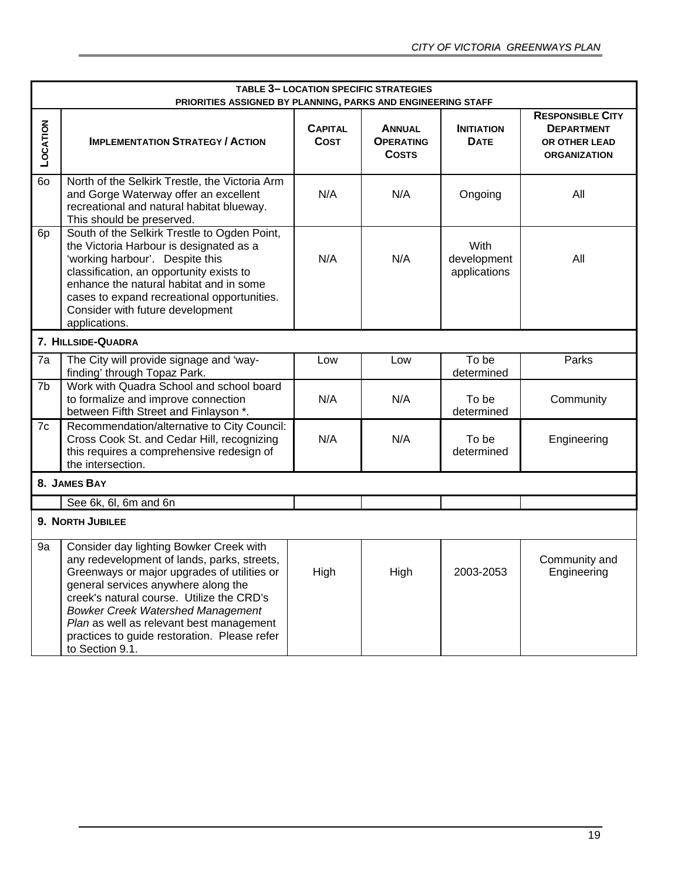| TABLE 3– LOCATION SPECIFIC STRATEGIES PRIORITIES ASSIGNED BY PLANNING, PARKS AND ENGINEERING STAFF | | | | | |
|---|---|---|---|---|---|
| **LOCATION** | **IMPLEMENTATION STRATEGY / ACTION** | **CAPITAL COST** | **ANNUAL OPERATING COSTS** | **INITIATION DATE** | **RESPONSIBLE CITY DEPARTMENT OR OTHER LEAD ORGANIZATION** |
| 6o | North of the Selkirk Trestle, the Victoria Arm and Gorge Waterway offer an excellent recreational and natural habitat blueway. This should be preserved. | N/A | N/A | Ongoing | All |
| 6p | South of the Selkirk Trestle to Ogden Point, the Victoria Harbour is designated as a 'working harbour'. Despite this classification, an opportunity exists to enhance the natural habitat and in some cases to expand recreational opportunities. Consider with future development applications. | N/A | N/A | With development applications | All |
| **7. HILLSIDE-QUADRA** | | | | | |
| 7a | The City will provide signage and 'way-finding' through Topaz Park. | Low | Low | To be determined | Parks |
| 7b | Work with Quadra School and school board to formalize and improve connection between Fifth Street and Finlayson *. | N/A | N/A | To be determined | Community |
| 7c | Recommendation/alternative to City Council: Cross Cook St. and Cedar Hill, recognizing this requires a comprehensive redesign of the intersection. | N/A | N/A | To be determined | Engineering |
| **8. JAMES BAY** | | | | | |
| | See 6k, 6l, 6m and 6n | | | | |
| **9. NORTH JUBILEE** | | | | | |
| 9a | Consider day lighting Bowker Creek with any redevelopment of lands, parks, streets, Greenways or major upgrades of utilities or general services anywhere along the creek's natural course. Utilize the CRD's *Bowker Creek Watershed Management Plan* as well as relevant best management practices to guide restoration. Please refer to Section 9.1. | High | High | 2003-2053 | Community and Engineering |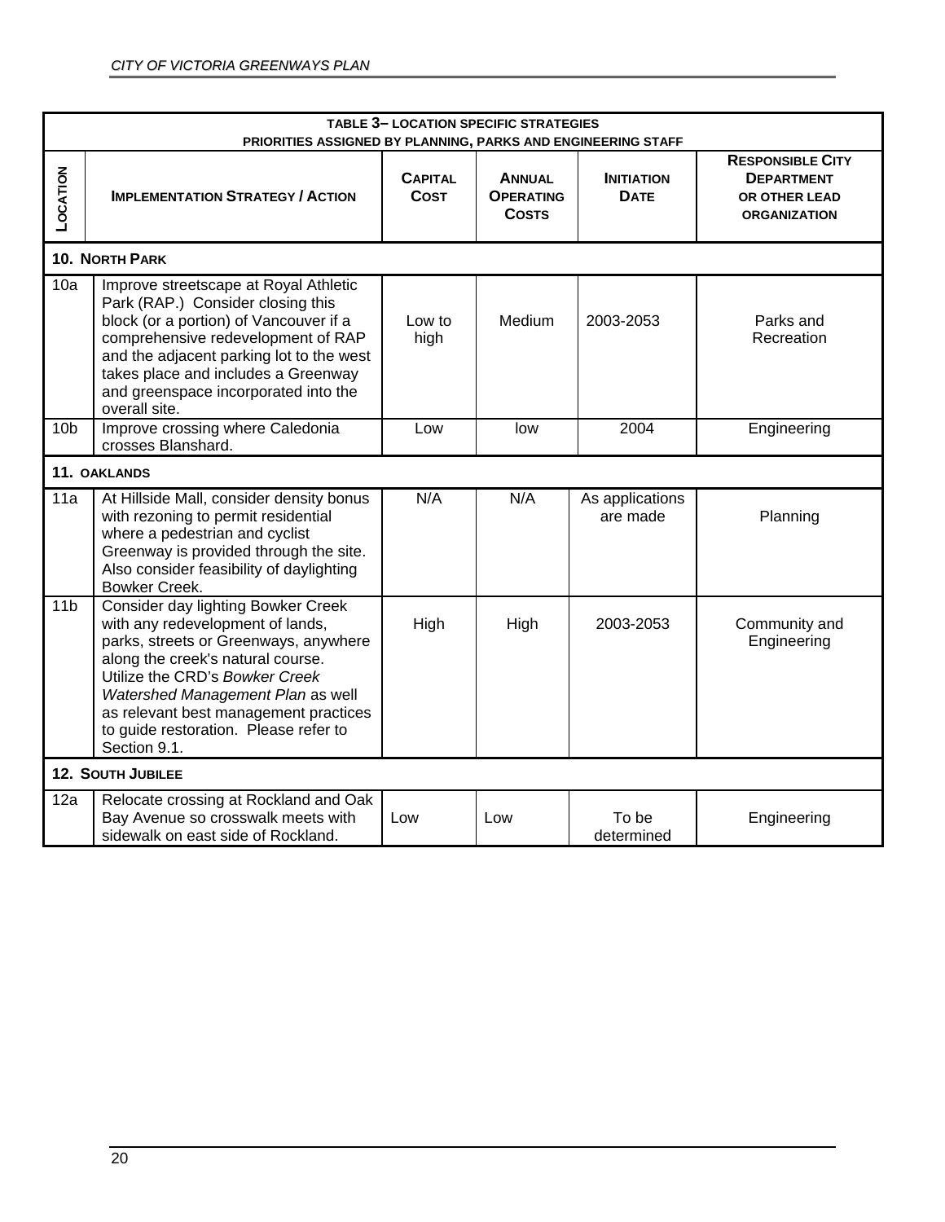| TABLE 3– LOCATION SPECIFIC STRATEGIES<br>PRIORITIES ASSIGNED BY PLANNING, PARKS AND ENGINEERING STAFF | | | | | |
|---|---|---|---|---|---|
| **LOCATION** | **IMPLEMENTATION STRATEGY / ACTION** | **CAPITAL COST** | **ANNUAL OPERATING COSTS** | **INITIATION DATE** | **RESPONSIBLE CITY DEPARTMENT OR OTHER LEAD ORGANIZATION** |
| **10. NORTH PARK** | | | | | |
| 10a | Improve streetscape at Royal Athletic Park (RAP.) Consider closing this block (or a portion) of Vancouver if a comprehensive redevelopment of RAP and the adjacent parking lot to the west takes place and includes a Greenway and greenspace incorporated into the overall site. | Low to high | Medium | 2003-2053 | Parks and Recreation |
| 10b | Improve crossing where Caledonia crosses Blanshard. | Low | low | 2004 | Engineering |
| **11. OAKLANDS** | | | | | |
| 11a | At Hillside Mall, consider density bonus with rezoning to permit residential where a pedestrian and cyclist Greenway is provided through the site. Also consider feasibility of daylighting Bowker Creek. | N/A | N/A | As applications are made | Planning |
| 11b | Consider day lighting Bowker Creek with any redevelopment of lands, parks, streets or Greenways, anywhere along the creek's natural course. Utilize the CRD's *Bowker Creek Watershed Management Plan* as well as relevant best management practices to guide restoration. Please refer to Section 9.1. | High | High | 2003-2053 | Community and Engineering |
| **12. SOUTH JUBILEE** | | | | | |
| 12a | Relocate crossing at Rockland and Oak Bay Avenue so crosswalk meets with sidewalk on east side of Rockland. | Low | Low | To be determined | Engineering |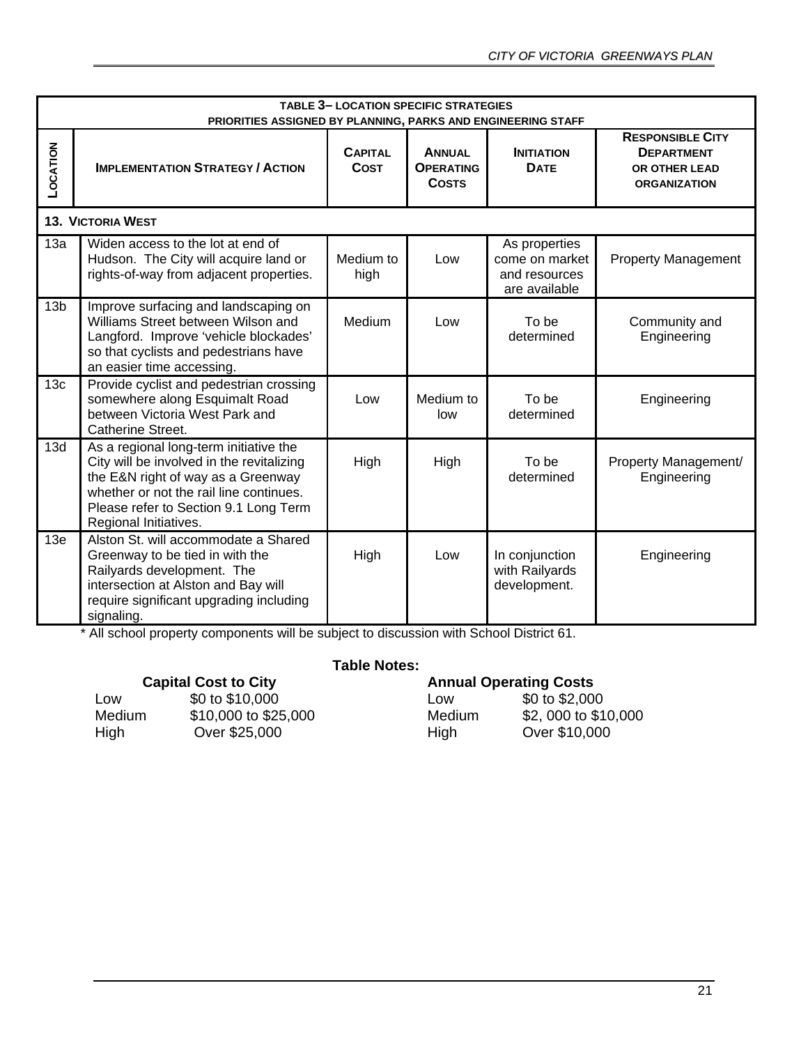| TABLE 3– LOCATION SPECIFIC STRATEGIES<br>PRIORITIES ASSIGNED BY PLANNING, PARKS AND ENGINEERING STAFF | | | | | |
|---|---|---|---|---|---|
| LOCATION | IMPLEMENTATION STRATEGY / ACTION | CAPITAL COST | ANNUAL OPERATING COSTS | INITIATION DATE | RESPONSIBLE CITY DEPARTMENT OR OTHER LEAD ORGANIZATION |
| **13. VICTORIA WEST** | | | | | |
| 13a | Widen access to the lot at end of Hudson. The City will acquire land or rights-of-way from adjacent properties. | Medium to high | Low | As properties come on market and resources are available | Property Management |
| 13b | Improve surfacing and landscaping on Williams Street between Wilson and Langford. Improve 'vehicle blockades' so that cyclists and pedestrians have an easier time accessing. | Medium | Low | To be determined | Community and Engineering |
| 13c | Provide cyclist and pedestrian crossing somewhere along Esquimalt Road between Victoria West Park and Catherine Street. | Low | Medium to low | To be determined | Engineering |
| 13d | As a regional long-term initiative the City will be involved in the revitalizing the E&N right of way as a Greenway whether or not the rail line continues. Please refer to Section 9.1 Long Term Regional Initiatives. | High | High | To be determined | Property Management/ Engineering |
| 13e | Alston St. will accommodate a Shared Greenway to be tied in with the Railyards development. The intersection at Alston and Bay will require significant upgrading including signaling. | High | Low | In conjunction with Railyards development. | Engineering |

\* All school property components will be subject to discussion with School District 61.

**Table Notes:**

**Capital Cost to City**

| | |
|---|---|
| Low | $0 to $10,000 |
| Medium | $10,000 to $25,000 |
| High | Over $25,000 |

**Annual Operating Costs**

| | |
|---|---|
| Low | $0 to $2,000 |
| Medium | $2, 000 to $10,000 |
| High | Over $10,000 |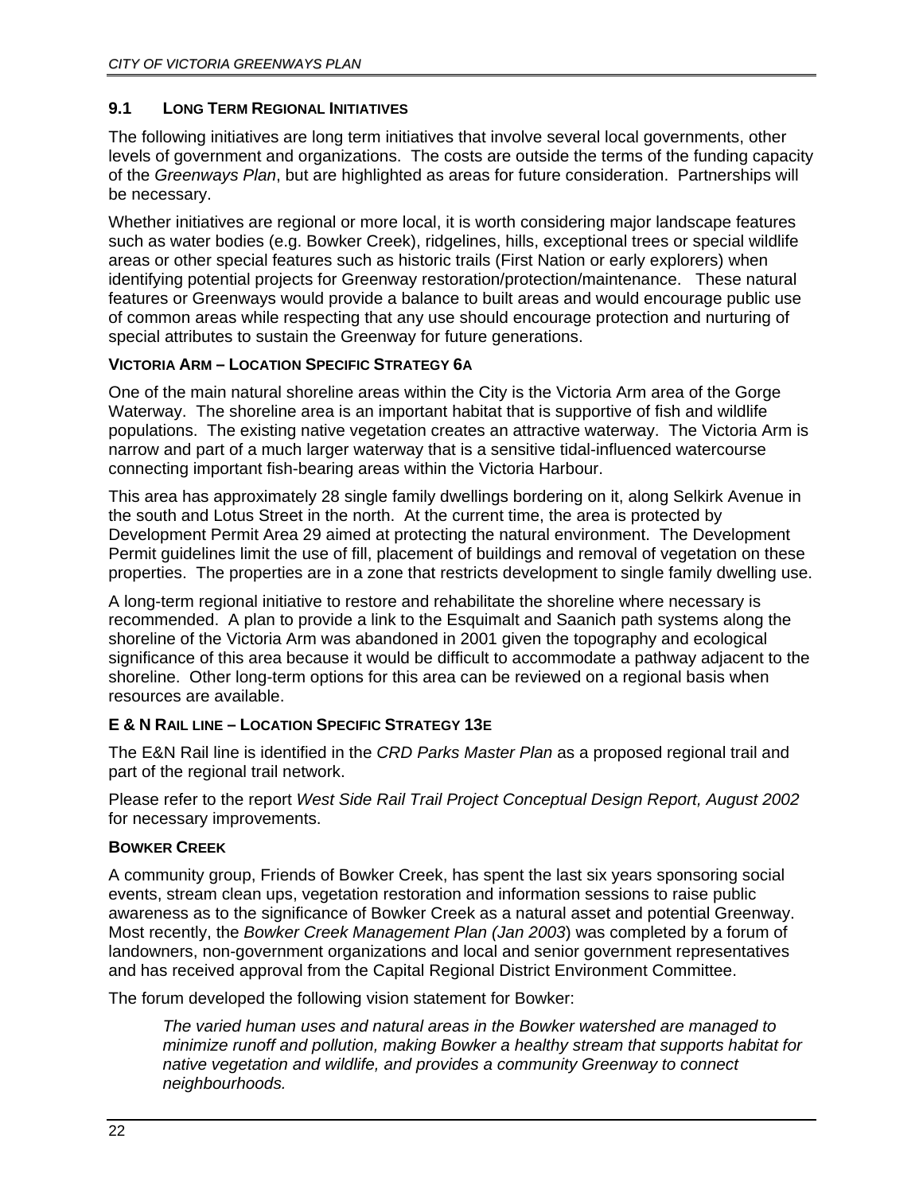## 9.1 LONG TERM REGIONAL INITIATIVES

The following initiatives are long term initiatives that involve several local governments, other levels of government and organizations. The costs are outside the terms of the funding capacity of the *Greenways Plan*, but are highlighted as areas for future consideration. Partnerships will be necessary.

Whether initiatives are regional or more local, it is worth considering major landscape features such as water bodies (e.g. Bowker Creek), ridgelines, hills, exceptional trees or special wildlife areas or other special features such as historic trails (First Nation or early explorers) when identifying potential projects for Greenway restoration/protection/maintenance. These natural features or Greenways would provide a balance to built areas and would encourage public use of common areas while respecting that any use should encourage protection and nurturing of special attributes to sustain the Greenway for future generations.

### VICTORIA ARM – LOCATION SPECIFIC STRATEGY 6A

One of the main natural shoreline areas within the City is the Victoria Arm area of the Gorge Waterway. The shoreline area is an important habitat that is supportive of fish and wildlife populations. The existing native vegetation creates an attractive waterway. The Victoria Arm is narrow and part of a much larger waterway that is a sensitive tidal-influenced watercourse connecting important fish-bearing areas within the Victoria Harbour.

This area has approximately 28 single family dwellings bordering on it, along Selkirk Avenue in the south and Lotus Street in the north. At the current time, the area is protected by Development Permit Area 29 aimed at protecting the natural environment. The Development Permit guidelines limit the use of fill, placement of buildings and removal of vegetation on these properties. The properties are in a zone that restricts development to single family dwelling use.

A long-term regional initiative to restore and rehabilitate the shoreline where necessary is recommended. A plan to provide a link to the Esquimalt and Saanich path systems along the shoreline of the Victoria Arm was abandoned in 2001 given the topography and ecological significance of this area because it would be difficult to accommodate a pathway adjacent to the shoreline. Other long-term options for this area can be reviewed on a regional basis when resources are available.

### E & N RAIL LINE – LOCATION SPECIFIC STRATEGY 13E

The E&N Rail line is identified in the *CRD Parks Master Plan* as a proposed regional trail and part of the regional trail network.

Please refer to the report *West Side Rail Trail Project Conceptual Design Report, August 2002* for necessary improvements.

### BOWKER CREEK

A community group, Friends of Bowker Creek, has spent the last six years sponsoring social events, stream clean ups, vegetation restoration and information sessions to raise public awareness as to the significance of Bowker Creek as a natural asset and potential Greenway. Most recently, the *Bowker Creek Management Plan (Jan 2003*) was completed by a forum of landowners, non-government organizations and local and senior government representatives and has received approval from the Capital Regional District Environment Committee.

The forum developed the following vision statement for Bowker:

> *The varied human uses and natural areas in the Bowker watershed are managed to minimize runoff and pollution, making Bowker a healthy stream that supports habitat for native vegetation and wildlife, and provides a community Greenway to connect neighbourhoods.*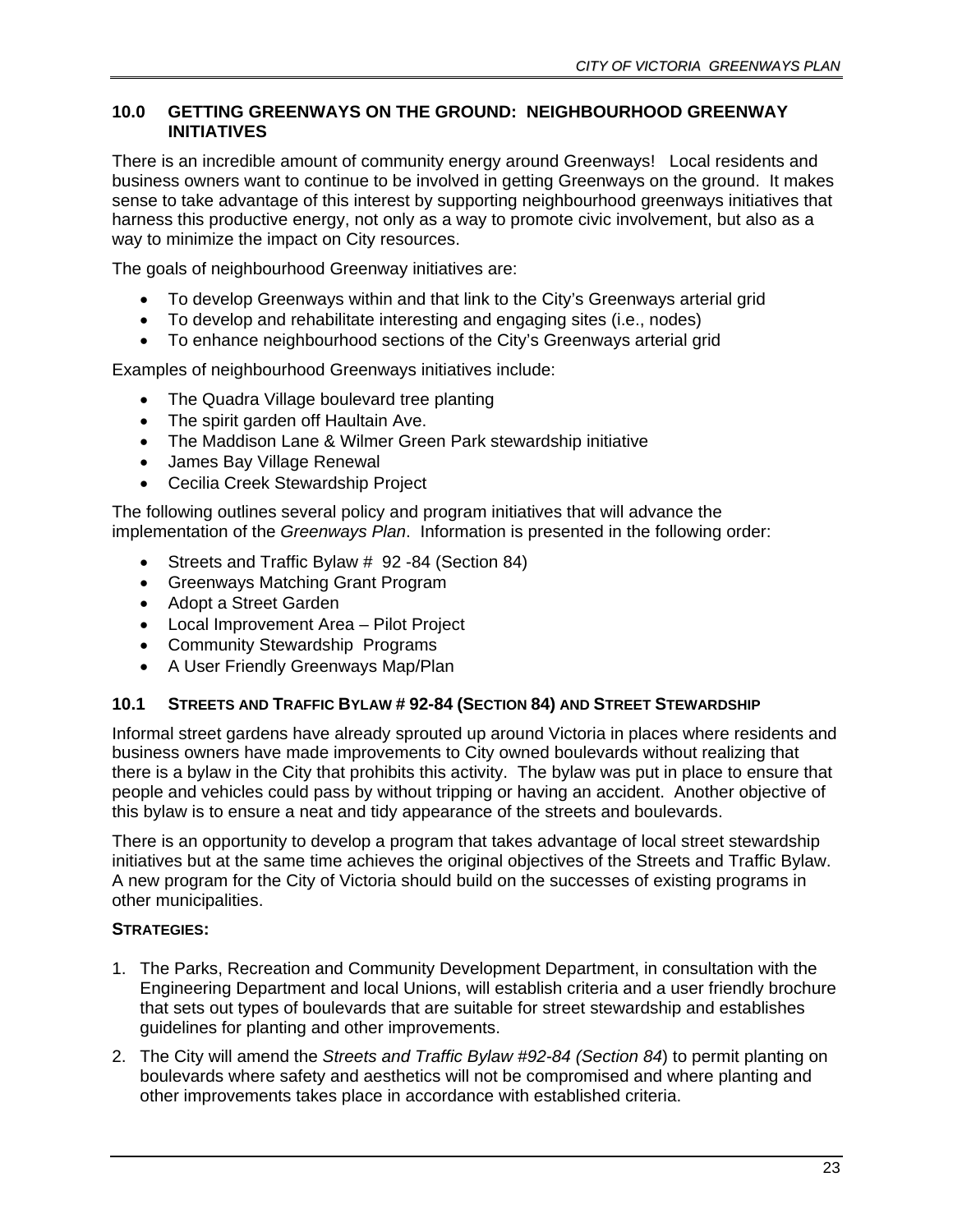## 10.0 GETTING GREENWAYS ON THE GROUND: NEIGHBOURHOOD GREENWAY INITIATIVES

There is an incredible amount of community energy around Greenways! Local residents and business owners want to continue to be involved in getting Greenways on the ground. It makes sense to take advantage of this interest by supporting neighbourhood greenways initiatives that harness this productive energy, not only as a way to promote civic involvement, but also as a way to minimize the impact on City resources.

The goals of neighbourhood Greenway initiatives are:

- To develop Greenways within and that link to the City's Greenways arterial grid
- To develop and rehabilitate interesting and engaging sites (i.e., nodes)
- To enhance neighbourhood sections of the City's Greenways arterial grid

Examples of neighbourhood Greenways initiatives include:

- The Quadra Village boulevard tree planting
- The spirit garden off Haultain Ave.
- The Maddison Lane & Wilmer Green Park stewardship initiative
- James Bay Village Renewal
- Cecilia Creek Stewardship Project

The following outlines several policy and program initiatives that will advance the implementation of the *Greenways Plan*. Information is presented in the following order:

- Streets and Traffic Bylaw # 92 -84 (Section 84)
- Greenways Matching Grant Program
- Adopt a Street Garden
- Local Improvement Area – Pilot Project
- Community Stewardship Programs
- A User Friendly Greenways Map/Plan

### 10.1 STREETS AND TRAFFIC BYLAW # 92-84 (SECTION 84) AND STREET STEWARDSHIP

Informal street gardens have already sprouted up around Victoria in places where residents and business owners have made improvements to City owned boulevards without realizing that there is a bylaw in the City that prohibits this activity. The bylaw was put in place to ensure that people and vehicles could pass by without tripping or having an accident. Another objective of this bylaw is to ensure a neat and tidy appearance of the streets and boulevards.

There is an opportunity to develop a program that takes advantage of local street stewardship initiatives but at the same time achieves the original objectives of the Streets and Traffic Bylaw. A new program for the City of Victoria should build on the successes of existing programs in other municipalities.

**STRATEGIES:**

1. The Parks, Recreation and Community Development Department, in consultation with the Engineering Department and local Unions, will establish criteria and a user friendly brochure that sets out types of boulevards that are suitable for street stewardship and establishes guidelines for planting and other improvements.
2. The City will amend the *Streets and Traffic Bylaw #92-84 (Section 84*) to permit planting on boulevards where safety and aesthetics will not be compromised and where planting and other improvements takes place in accordance with established criteria.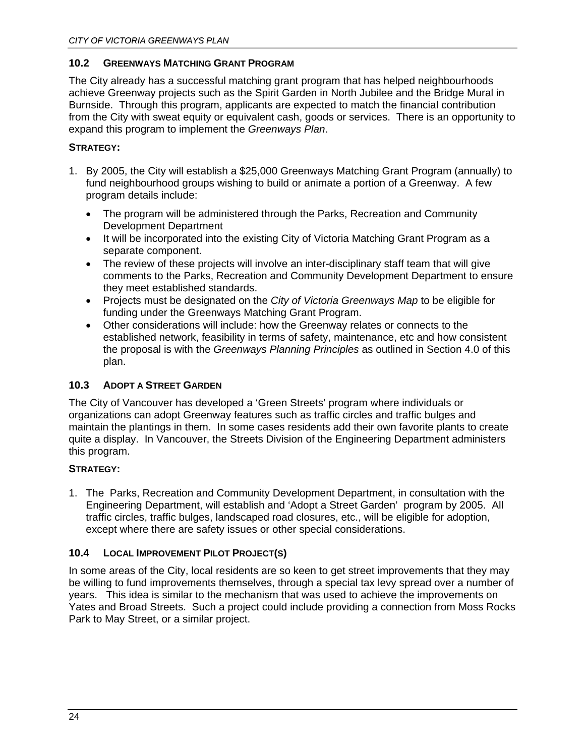## 10.2 GREENWAYS MATCHING GRANT PROGRAM

The City already has a successful matching grant program that has helped neighbourhoods achieve Greenway projects such as the Spirit Garden in North Jubilee and the Bridge Mural in Burnside. Through this program, applicants are expected to match the financial contribution from the City with sweat equity or equivalent cash, goods or services. There is an opportunity to expand this program to implement the *Greenways Plan*.

**STRATEGY:**

1. By 2005, the City will establish a $25,000 Greenways Matching Grant Program (annually) to fund neighbourhood groups wishing to build or animate a portion of a Greenway. A few program details include:
   - The program will be administered through the Parks, Recreation and Community Development Department
   - It will be incorporated into the existing City of Victoria Matching Grant Program as a separate component.
   - The review of these projects will involve an inter-disciplinary staff team that will give comments to the Parks, Recreation and Community Development Department to ensure they meet established standards.
   - Projects must be designated on the *City of Victoria Greenways Map* to be eligible for funding under the Greenways Matching Grant Program.
   - Other considerations will include: how the Greenway relates or connects to the established network, feasibility in terms of safety, maintenance, etc and how consistent the proposal is with the *Greenways Planning Principles* as outlined in Section 4.0 of this plan.

## 10.3 ADOPT A STREET GARDEN

The City of Vancouver has developed a 'Green Streets' program where individuals or organizations can adopt Greenway features such as traffic circles and traffic bulges and maintain the plantings in them. In some cases residents add their own favorite plants to create quite a display. In Vancouver, the Streets Division of the Engineering Department administers this program.

**STRATEGY:**

1. The Parks, Recreation and Community Development Department, in consultation with the Engineering Department, will establish and 'Adopt a Street Garden' program by 2005. All traffic circles, traffic bulges, landscaped road closures, etc., will be eligible for adoption, except where there are safety issues or other special considerations.

## 10.4 LOCAL IMPROVEMENT PILOT PROJECT(S)

In some areas of the City, local residents are so keen to get street improvements that they may be willing to fund improvements themselves, through a special tax levy spread over a number of years. This idea is similar to the mechanism that was used to achieve the improvements on Yates and Broad Streets. Such a project could include providing a connection from Moss Rocks Park to May Street, or a similar project.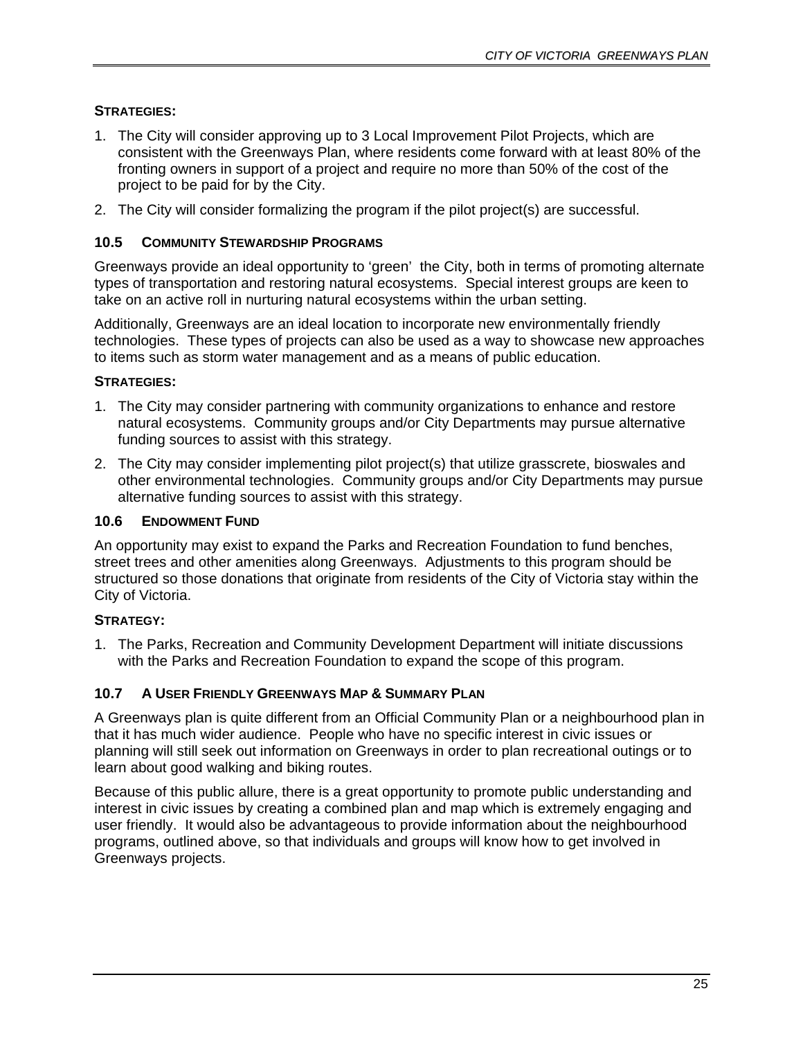**STRATEGIES:**

1. The City will consider approving up to 3 Local Improvement Pilot Projects, which are consistent with the Greenways Plan, where residents come forward with at least 80% of the fronting owners in support of a project and require no more than 50% of the cost of the project to be paid for by the City.
2. The City will consider formalizing the program if the pilot project(s) are successful.

### 10.5 COMMUNITY STEWARDSHIP PROGRAMS

Greenways provide an ideal opportunity to 'green' the City, both in terms of promoting alternate types of transportation and restoring natural ecosystems. Special interest groups are keen to take on an active roll in nurturing natural ecosystems within the urban setting.

Additionally, Greenways are an ideal location to incorporate new environmentally friendly technologies. These types of projects can also be used as a way to showcase new approaches to items such as storm water management and as a means of public education.

**STRATEGIES:**

1. The City may consider partnering with community organizations to enhance and restore natural ecosystems. Community groups and/or City Departments may pursue alternative funding sources to assist with this strategy.
2. The City may consider implementing pilot project(s) that utilize grasscrete, bioswales and other environmental technologies. Community groups and/or City Departments may pursue alternative funding sources to assist with this strategy.

### 10.6 ENDOWMENT FUND

An opportunity may exist to expand the Parks and Recreation Foundation to fund benches, street trees and other amenities along Greenways. Adjustments to this program should be structured so those donations that originate from residents of the City of Victoria stay within the City of Victoria.

**STRATEGY:**

1. The Parks, Recreation and Community Development Department will initiate discussions with the Parks and Recreation Foundation to expand the scope of this program.

### 10.7 A USER FRIENDLY GREENWAYS MAP & SUMMARY PLAN

A Greenways plan is quite different from an Official Community Plan or a neighbourhood plan in that it has much wider audience. People who have no specific interest in civic issues or planning will still seek out information on Greenways in order to plan recreational outings or to learn about good walking and biking routes.

Because of this public allure, there is a great opportunity to promote public understanding and interest in civic issues by creating a combined plan and map which is extremely engaging and user friendly. It would also be advantageous to provide information about the neighbourhood programs, outlined above, so that individuals and groups will know how to get involved in Greenways projects.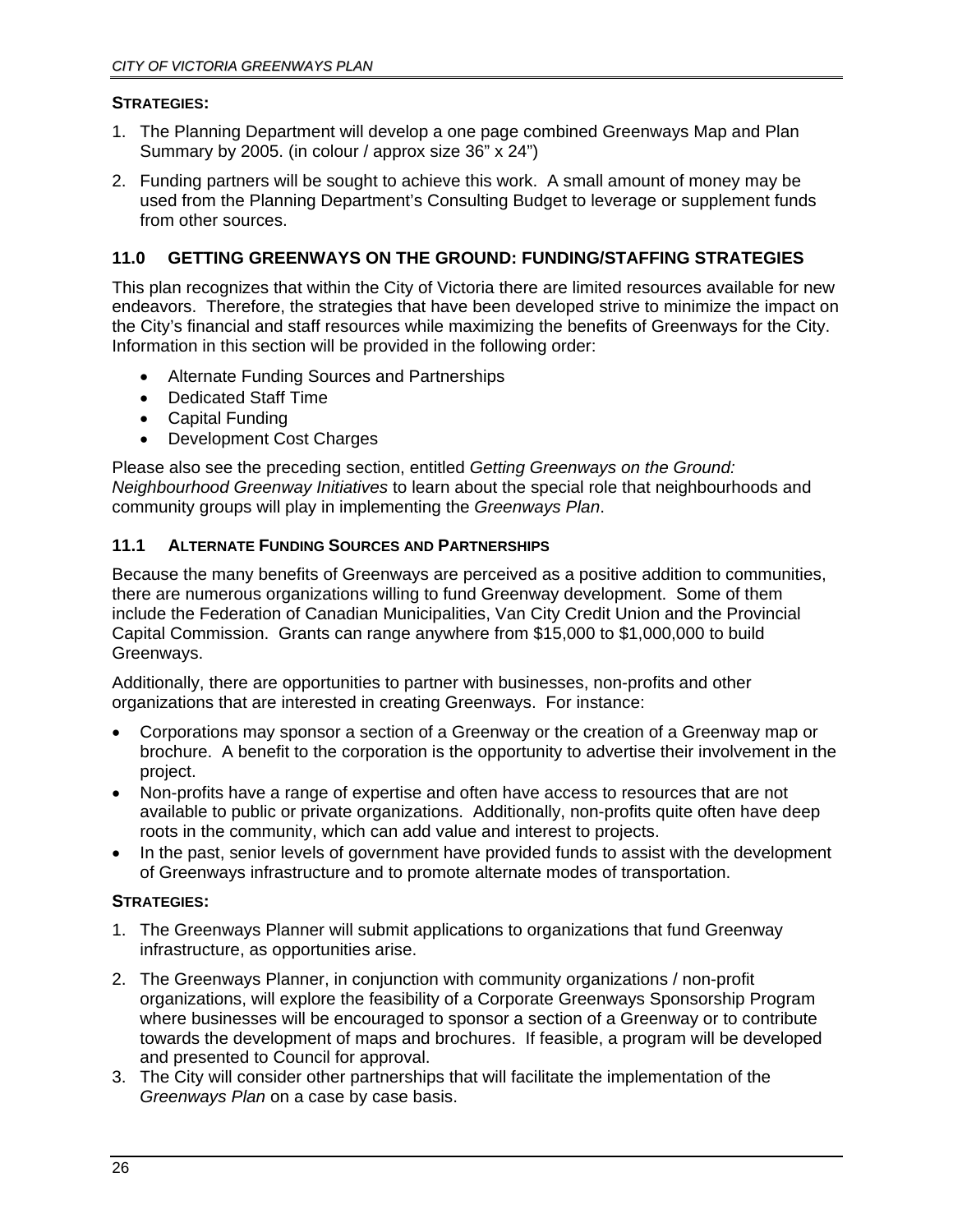**STRATEGIES:**

1. The Planning Department will develop a one page combined Greenways Map and Plan Summary by 2005. (in colour / approx size 36" x 24")
2. Funding partners will be sought to achieve this work. A small amount of money may be used from the Planning Department's Consulting Budget to leverage or supplement funds from other sources.

## 11.0 GETTING GREENWAYS ON THE GROUND: FUNDING/STAFFING STRATEGIES

This plan recognizes that within the City of Victoria there are limited resources available for new endeavors. Therefore, the strategies that have been developed strive to minimize the impact on the City's financial and staff resources while maximizing the benefits of Greenways for the City. Information in this section will be provided in the following order:

- Alternate Funding Sources and Partnerships
- Dedicated Staff Time
- Capital Funding
- Development Cost Charges

Please also see the preceding section, entitled *Getting Greenways on the Ground: Neighbourhood Greenway Initiatives* to learn about the special role that neighbourhoods and community groups will play in implementing the *Greenways Plan*.

### 11.1 ALTERNATE FUNDING SOURCES AND PARTNERSHIPS

Because the many benefits of Greenways are perceived as a positive addition to communities, there are numerous organizations willing to fund Greenway development. Some of them include the Federation of Canadian Municipalities, Van City Credit Union and the Provincial Capital Commission. Grants can range anywhere from $15,000 to $1,000,000 to build Greenways.

Additionally, there are opportunities to partner with businesses, non-profits and other organizations that are interested in creating Greenways. For instance:

- Corporations may sponsor a section of a Greenway or the creation of a Greenway map or brochure. A benefit to the corporation is the opportunity to advertise their involvement in the project.
- Non-profits have a range of expertise and often have access to resources that are not available to public or private organizations. Additionally, non-profits quite often have deep roots in the community, which can add value and interest to projects.
- In the past, senior levels of government have provided funds to assist with the development of Greenways infrastructure and to promote alternate modes of transportation.

**STRATEGIES:**

1. The Greenways Planner will submit applications to organizations that fund Greenway infrastructure, as opportunities arise.
2. The Greenways Planner, in conjunction with community organizations / non-profit organizations, will explore the feasibility of a Corporate Greenways Sponsorship Program where businesses will be encouraged to sponsor a section of a Greenway or to contribute towards the development of maps and brochures. If feasible, a program will be developed and presented to Council for approval.
3. The City will consider other partnerships that will facilitate the implementation of the *Greenways Plan* on a case by case basis.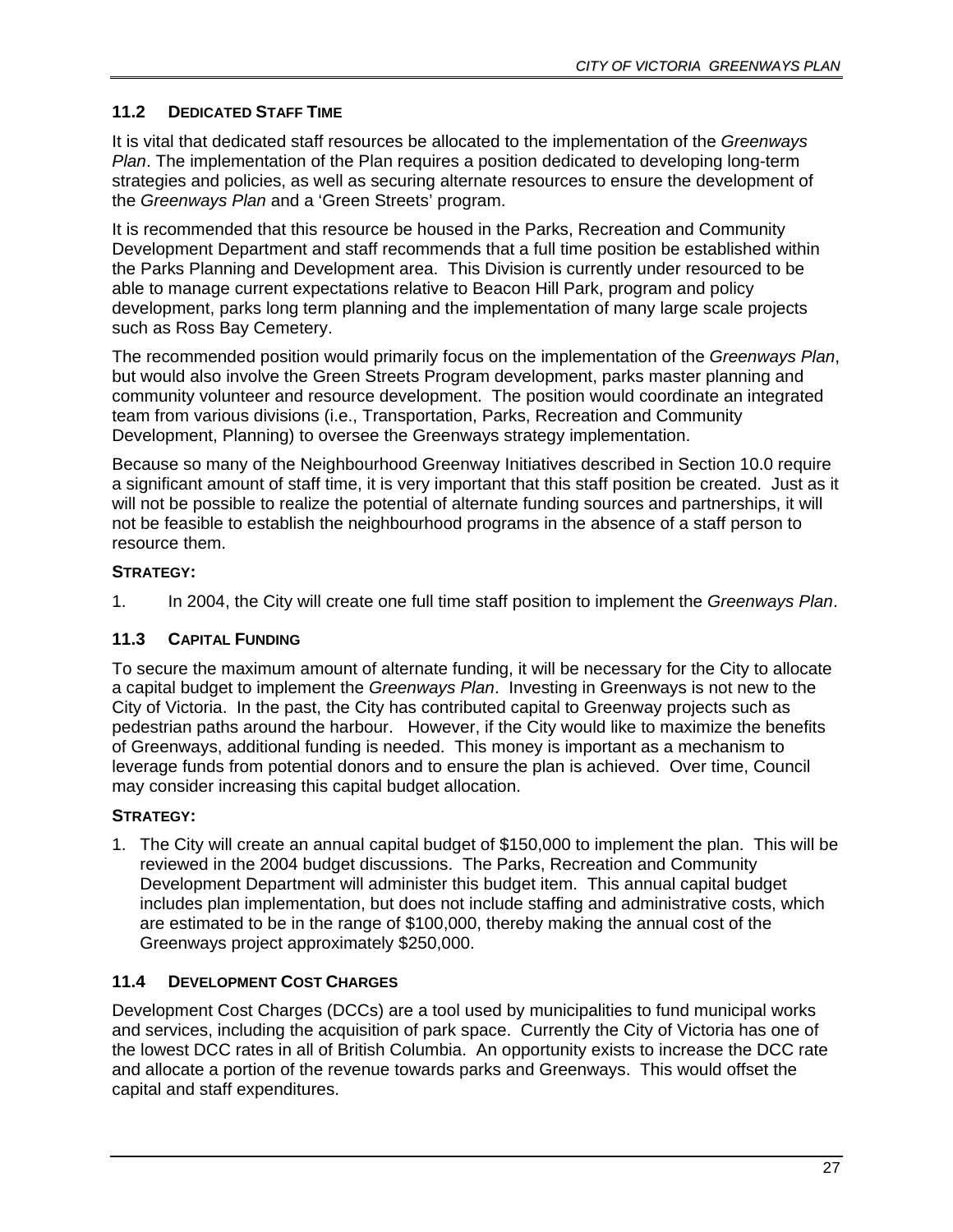### 11.2 Dedicated Staff Time

It is vital that dedicated staff resources be allocated to the implementation of the *Greenways Plan*. The implementation of the Plan requires a position dedicated to developing long-term strategies and policies, as well as securing alternate resources to ensure the development of the *Greenways Plan* and a 'Green Streets' program.

It is recommended that this resource be housed in the Parks, Recreation and Community Development Department and staff recommends that a full time position be established within the Parks Planning and Development area. This Division is currently under resourced to be able to manage current expectations relative to Beacon Hill Park, program and policy development, parks long term planning and the implementation of many large scale projects such as Ross Bay Cemetery.

The recommended position would primarily focus on the implementation of the *Greenways Plan*, but would also involve the Green Streets Program development, parks master planning and community volunteer and resource development. The position would coordinate an integrated team from various divisions (i.e., Transportation, Parks, Recreation and Community Development, Planning) to oversee the Greenways strategy implementation.

Because so many of the Neighbourhood Greenway Initiatives described in Section 10.0 require a significant amount of staff time, it is very important that this staff position be created. Just as it will not be possible to realize the potential of alternate funding sources and partnerships, it will not be feasible to establish the neighbourhood programs in the absence of a staff person to resource them.

**STRATEGY:**

1. In 2004, the City will create one full time staff position to implement the *Greenways Plan*.

### 11.3 Capital Funding

To secure the maximum amount of alternate funding, it will be necessary for the City to allocate a capital budget to implement the *Greenways Plan*. Investing in Greenways is not new to the City of Victoria. In the past, the City has contributed capital to Greenway projects such as pedestrian paths around the harbour. However, if the City would like to maximize the benefits of Greenways, additional funding is needed. This money is important as a mechanism to leverage funds from potential donors and to ensure the plan is achieved. Over time, Council may consider increasing this capital budget allocation.

**STRATEGY:**

1. The City will create an annual capital budget of $150,000 to implement the plan. This will be reviewed in the 2004 budget discussions. The Parks, Recreation and Community Development Department will administer this budget item. This annual capital budget includes plan implementation, but does not include staffing and administrative costs, which are estimated to be in the range of $100,000, thereby making the annual cost of the Greenways project approximately $250,000.

### 11.4 Development Cost Charges

Development Cost Charges (DCCs) are a tool used by municipalities to fund municipal works and services, including the acquisition of park space. Currently the City of Victoria has one of the lowest DCC rates in all of British Columbia. An opportunity exists to increase the DCC rate and allocate a portion of the revenue towards parks and Greenways. This would offset the capital and staff expenditures.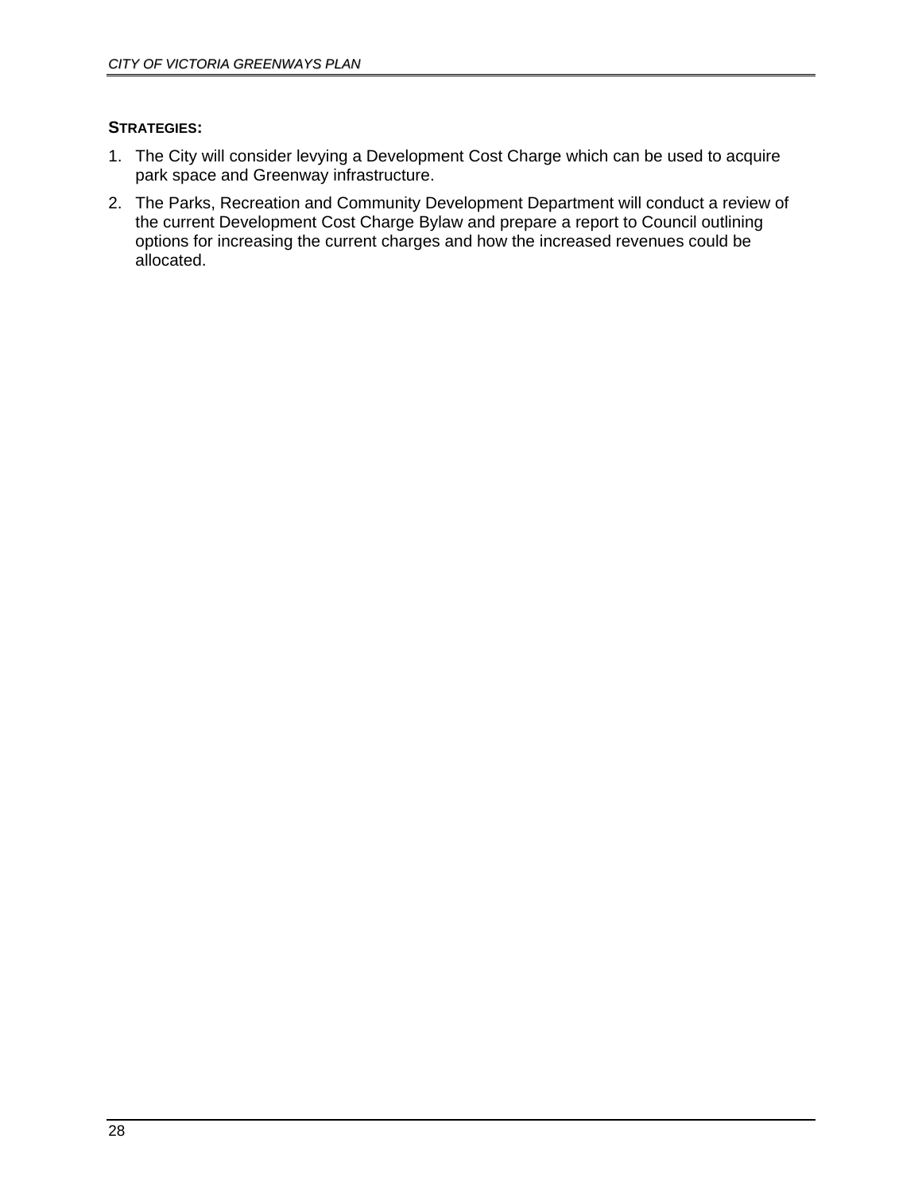**STRATEGIES:**

1. The City will consider levying a Development Cost Charge which can be used to acquire park space and Greenway infrastructure.
2. The Parks, Recreation and Community Development Department will conduct a review of the current Development Cost Charge Bylaw and prepare a report to Council outlining options for increasing the current charges and how the increased revenues could be allocated.